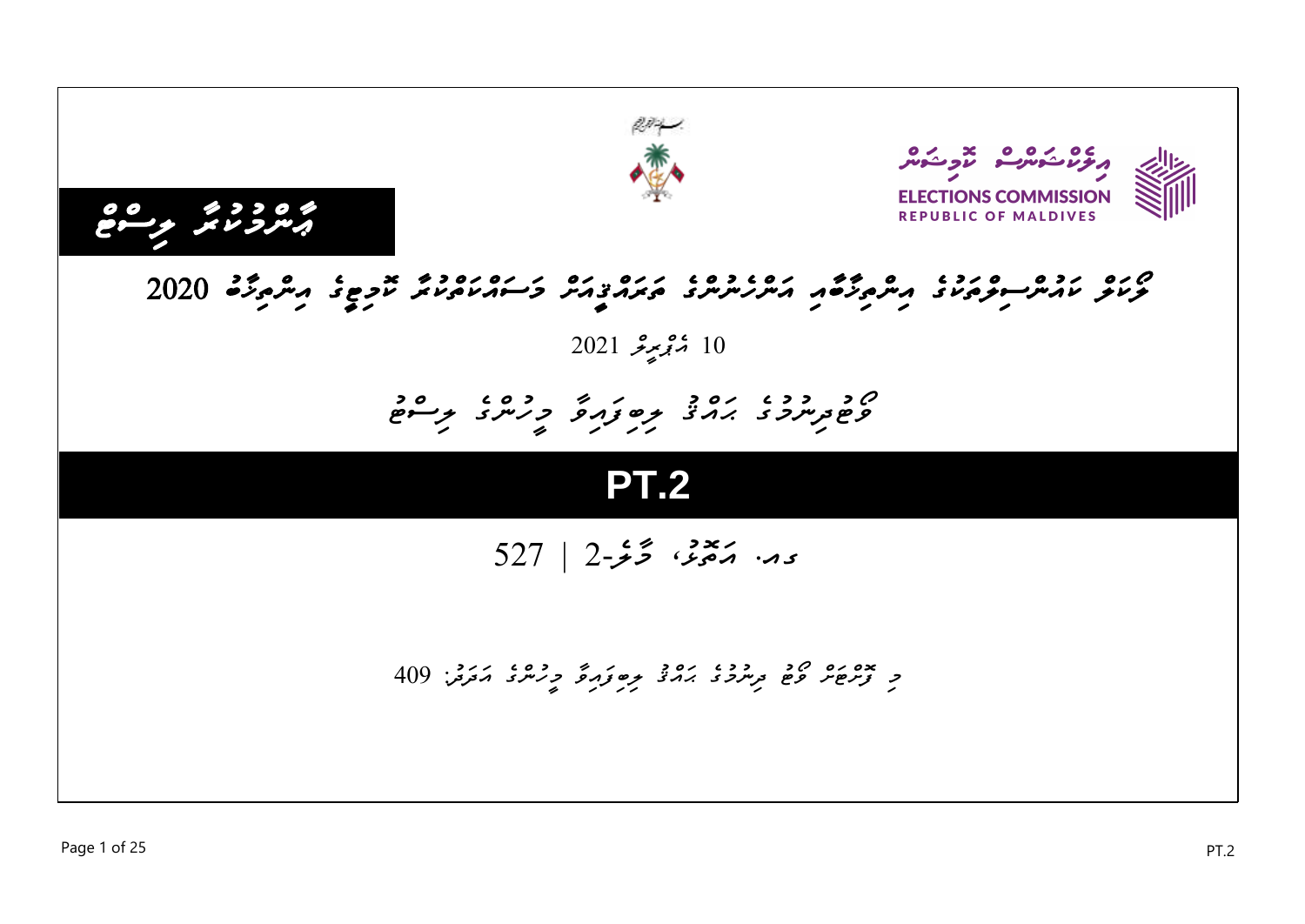ބިސްމިﷲ

އިލެކްޝަންސް ކޮމިޝަން

ELECTIONS COMMISSION
REPUBLIC OF MALDIVES

އަންނުވުނު ލިސްޓު

# ލޯކަލް ކައުންސިލްތަކުގެ އިންތިޚާބާއި އަންހެނުންގެ ތަރައްޤީއަށް މަސައްކަތްކުރާ ކޮމިޓީގެ އިންތިޚާބު 2020

10 އޭޕްރިލް 2021

ވޯޓުދިނުމުގެ ނަތީޖާ ލިބިފައިވާ މީހުންގެ ލިސްޓު

# PT.2

ގއ. އަތޮޅު، މާމެދު-2 | 527

މި ފޯރމަށް ވޯޓު ދިނުމުގެ ނަތީޖާ ލިބިފައިވާ މީހުންގެ އަދަދު: 409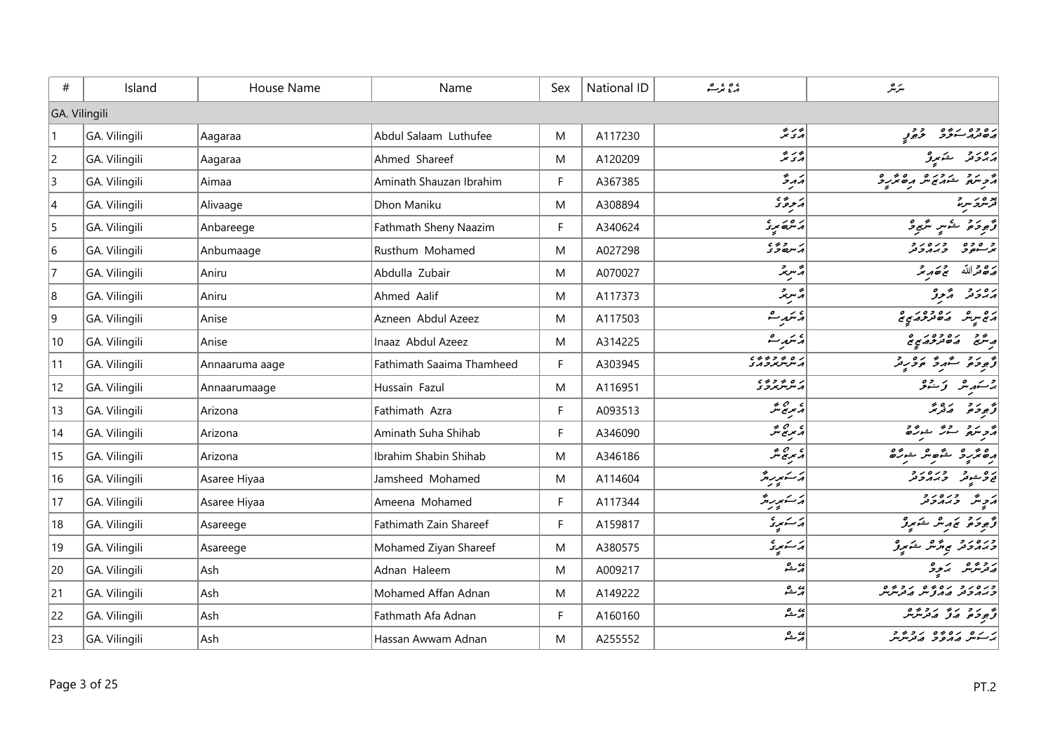| # | Island | House Name | Name | Sex | National ID | ގެއުގެ ނަން | ނަން |
|---|---|---|---|---|---|---|---|
| GA. Vilingili | | | | | | | |
| 1 | GA. Vilingili | Aagaraa | Abdul Salaam Luthufee | M | A117230 | އާގަރާ | އަބްދުލްސަލާމް ލުތުފީ |
| 2 | GA. Vilingili | Aagaraa | Ahmed Shareef | M | A120209 | އާގަރާ | އަޙްމަދު ޝަރީފް |
| 3 | GA. Vilingili | Aimaa | Aminath Shauzan Ibrahim | F | A367385 | އައިމާ | އާމިނަތު ޝައުޒާން އިބްރާހީމް |
| 4 | GA. Vilingili | Alivaage | Dhon Maniku | M | A308894 | އަލިވާގެ | ދޮންމަނިކު |
| 5 | GA. Vilingili | Anbareege | Fathmath Sheny Naazim | F | A340624 | އަންބަރީގެ | ފާތިމަތު ޝެނީ ނާޒިމް |
| 6 | GA. Vilingili | Anbumaage | Rusthum Mohamed | M | A027298 | އަނބުމާގެ | ރުސްތުމް މުޙައްމަދު |
| 7 | GA. Vilingili | Aniru | Abdulla Zubair | M | A070027 | އަނިރު | އަބްދުﷲ ޒުބައިރު |
| 8 | GA. Vilingili | Aniru | Ahmed Aalif | M | A117373 | އަނިރު | އަޙްމަދު އާލިފު |
| 9 | GA. Vilingili | Anise | Azneen Abdul Azeez | M | A117503 | އެނިސް | އަޒްނީން އަބްދުލްއަޒީޒް |
| 10 | GA. Vilingili | Anise | Inaaz Abdul Azeez | M | A314225 | އެނިސް | އިނާޒް އަބްދުލްއަޒީޒް |
| 11 | GA. Vilingili | Annaaruma aage | Fathimath Saaima Thamheed | F | A303945 | އަންނާރުމާއާގެ | ފާތިމަތު ސާއިމާ ތަމްހީދު |
| 12 | GA. Vilingili | Annaarumaage | Hussain Fazul | M | A116951 | އަންނާރުމާގެ | ހުސައިން ފަޟުލު |
| 13 | GA. Vilingili | Arizona | Fathimath Azra | F | A093513 | އެރިޒޯނާ | ފާތިމަތު އަޒްރާ |
| 14 | GA. Vilingili | Arizona | Aminath Suha Shihab | F | A346090 | އެރިޒޯނާ | އާމިނަތު ސުހާ ޝިހާބް |
| 15 | GA. Vilingili | Arizona | Ibrahim Shabin Shihab | M | A346186 | އެރިޒޯނާ | އިބްރާހީމް ޝާބިން ޝިހާބް |
| 16 | GA. Vilingili | Asaree Hiyaa | Jamsheed Mohamed | M | A114604 | އަސަރީހިޔާ | ޖަމްޝީދު މުޙައްމަދު |
| 17 | GA. Vilingili | Asaree Hiyaa | Ameena Mohamed | F | A117344 | އަސަރީހިޔާ | އަމީނާ މުޙައްމަދު |
| 18 | GA. Vilingili | Asareege | Fathimath Zain Shareef | F | A159817 | އަސަރީގެ | ފާތިމަތު ޒައިން ޝަރީފް |
| 19 | GA. Vilingili | Asareege | Mohamed Ziyan Shareef | M | A380575 | އަސަރީގެ | މުޙައްމަދު ޒިޔާން ޝަރީފް |
| 20 | GA. Vilingili | Ash | Adnan Haleem | M | A009217 | އޭޝް | އަދުނާން ހަލީމް |
| 21 | GA. Vilingili | Ash | Mohamed Affan Adnan | M | A149222 | އޭޝް | މުޙައްމަދު އައްފާން އަދުނާން |
| 22 | GA. Vilingili | Ash | Fathmath Afa Adnan | F | A160160 | އޭޝް | ފާތިމަތު އަފާ އަދުނާން |
| 23 | GA. Vilingili | Ash | Hassan Awwam Adnan | M | A255552 | އޭޝް | ހަސަން އައްވާމް އަދުނާން |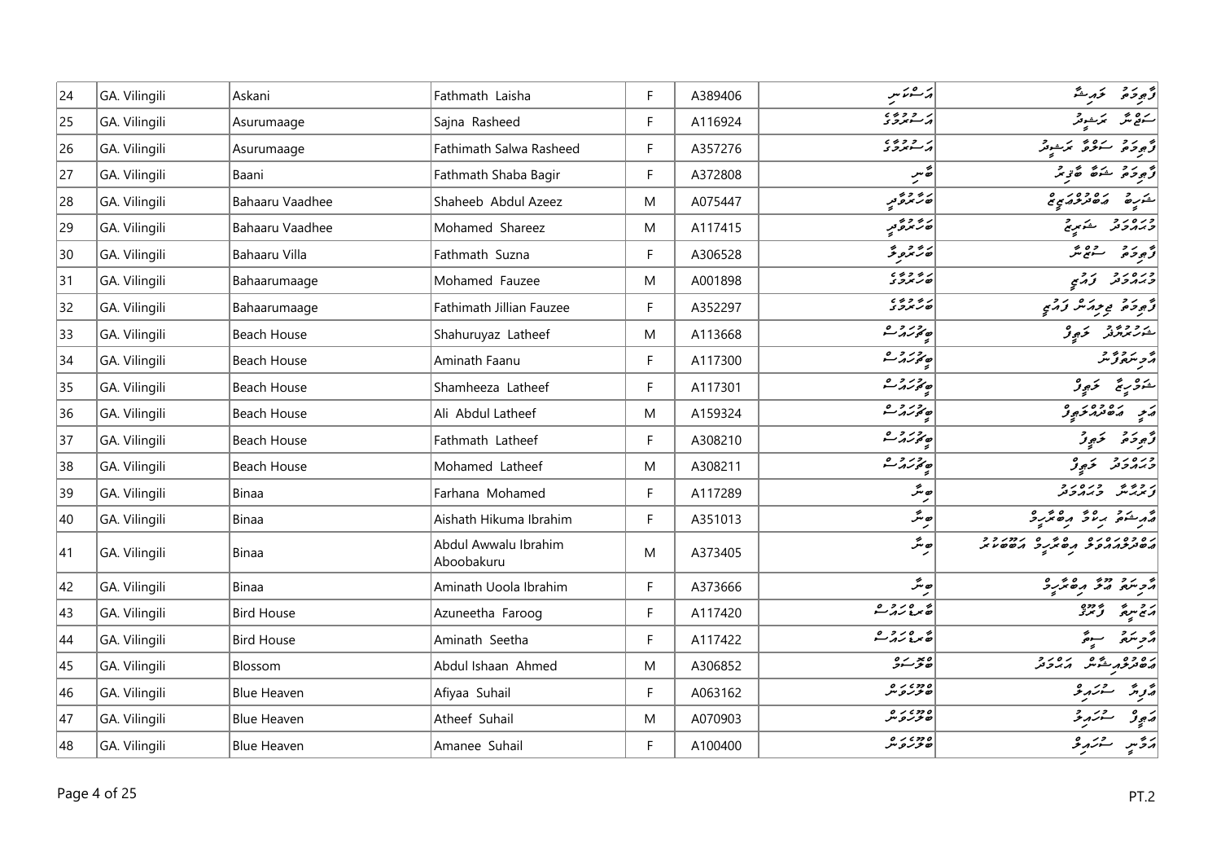| 24 | GA. Vilingili | Askani | Fathmath Laisha | F | A389406 | އަސްކަނި | ފާތިމަތު ލައިޝާ |
|---|---|---|---|---|---|---|---|
| 25 | GA. Vilingili | Asurumaage | Sajna Rasheed | F | A116924 | އަސުރުމާގެ | ސަޖްނާ ރަޝީދު |
| 26 | GA. Vilingili | Asurumaage | Fathimath Salwa Rasheed | F | A357276 | އަސުރުމާގެ | ފާތިމަތު ސަލްވާ ރަޝީދު |
| 27 | GA. Vilingili | Baani | Fathmath Shaba Bagir | F | A372808 | ބާނި | ފާތިމަތު ޝަބާ ބާގިރު |
| 28 | GA. Vilingili | Bahaaru Vaadhee | Shaheeb Abdul Azeez | M | A075447 | ބަހާރުވާދީ | ޝަހީބު އަބްދުލްއަޒީޒު |
| 29 | GA. Vilingili | Bahaaru Vaadhee | Mohamed Shareez | M | A117415 | ބަހާރުވާދީ | މުހައްމަދު ޝަރީޒު |
| 30 | GA. Vilingili | Bahaaru Villa | Fathmath Suzna | F | A306528 | ބަހާރުވިލާ | ފާތިމަތު ސުޒްނާ |
| 31 | GA. Vilingili | Bahaarumaage | Mohamed Fauzee | M | A001898 | ބަހާރުމާގެ | މުހައްމަދު ފައުޒީ |
| 32 | GA. Vilingili | Bahaarumaage | Fathimath Jillian Fauzee | F | A352297 | ބަހާރުމާގެ | ފާތިމަތު ޖިލިއަން ފައުޒީ |
| 33 | GA. Vilingili | Beach House | Shahuruyaz Latheef | M | A113668 | ބީޗްހައުސް | ޝަހުރުޔާޒު ލަތީފު |
| 34 | GA. Vilingili | Beach House | Aminath Faanu | F | A117300 | ބީޗްހައުސް | އާމިނަތުފާނު |
| 35 | GA. Vilingili | Beach House | Shamheeza Latheef | F | A117301 | ބީޗްހައުސް | ޝަމްހީޒާ ލަތީފު |
| 36 | GA. Vilingili | Beach House | Ali Abdul Latheef | M | A159324 | ބީޗްހައުސް | އަލި އަބްދުލްލަތީފު |
| 37 | GA. Vilingili | Beach House | Fathmath Latheef | F | A308210 | ބީޗްހައުސް | ފާތިމަތު ލަތީފު |
| 38 | GA. Vilingili | Beach House | Mohamed Latheef | M | A308211 | ބީޗްހައުސް | މުހައްމަދު ލަތީފު |
| 39 | GA. Vilingili | Binaa | Farhana Mohamed | F | A117289 | ބިނާ | ފަރުހާނާ މުހައްމަދު |
| 40 | GA. Vilingili | Binaa | Aishath Hikuma Ibrahim | F | A351013 | ބިނާ | އައިޝަތު ހިކުމާ އިބްރާހީމް |
| 41 | GA. Vilingili | Binaa | Abdul Awwalu Ibrahim Aboobakuru | M | A373405 | ބިނާ | އަބްދުލްއައްވަލު އިބްރާހީމް އަބޫބަކުރު |
| 42 | GA. Vilingili | Binaa | Aminath Uoola Ibrahim | F | A373666 | ބިނާ | އާމިނަތު އޫލާ އިބްރާހީމް |
| 43 | GA. Vilingili | Bird House | Azuneetha Faroog | F | A117420 | ބާރޑްހައުސް | އަޒުނީތާ ފާރޫގު |
| 44 | GA. Vilingili | Bird House | Aminath Seetha | F | A117422 | ބާރޑްހައުސް | އާމިނަތު ސީތާ |
| 45 | GA. Vilingili | Blossom | Abdul Ishaan Ahmed | M | A306852 | ބްލޮސަމް | އަބްދުލްއިޝާން އަހްމަދު |
| 46 | GA. Vilingili | Blue Heaven | Afiyaa Suhail | F | A063162 | ބްލޫހެވަން | އާފިޔާ ސުހައިލް |
| 47 | GA. Vilingili | Blue Heaven | Atheef Suhail | M | A070903 | ބްލޫހެވަން | އަތީފު ސުހައިލް |
| 48 | GA. Vilingili | Blue Heaven | Amanee Suhail | F | A100400 | ބްލޫހެވަން | އަމާނީ ސުހައިލް |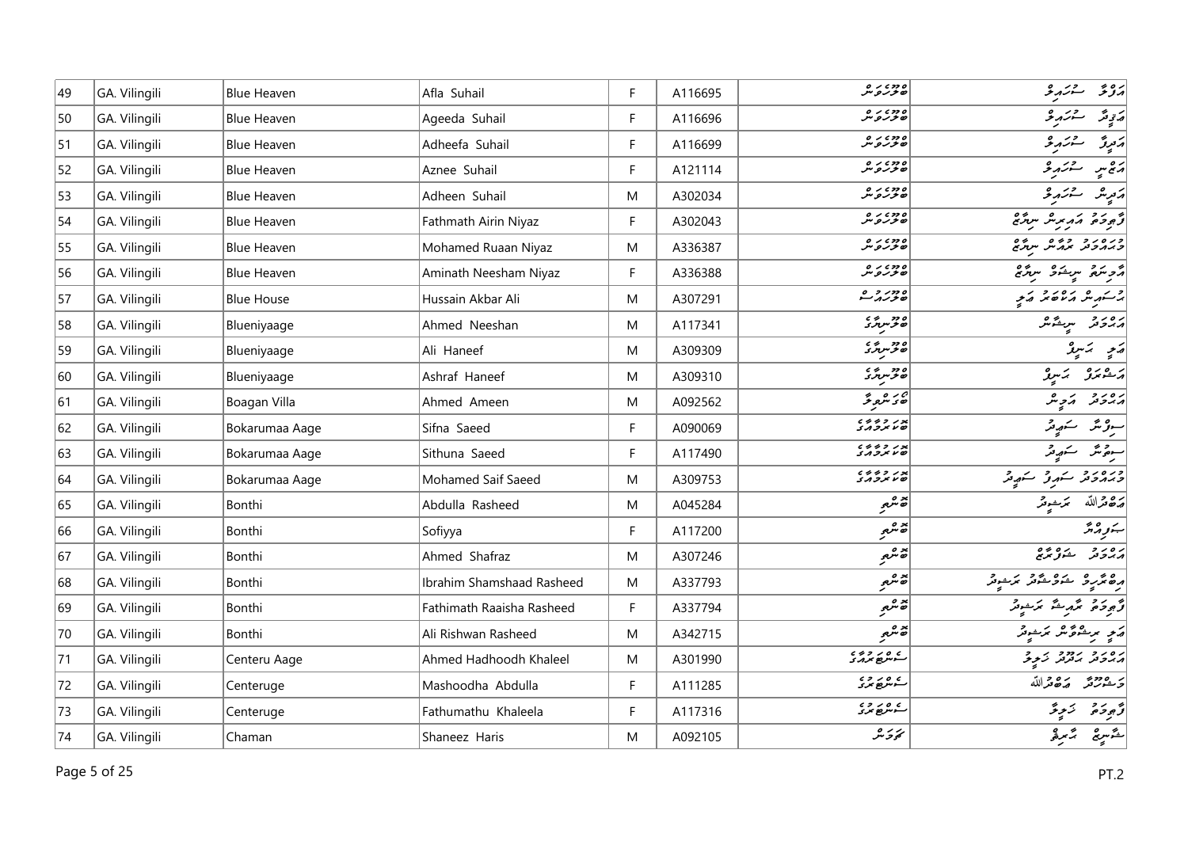| 49 | GA. Vilingili | Blue Heaven | Afla Suhail | F | A116695 | ބުލޫހެވަން | އަފްލާ ސުހައިލް |
|---|---|---|---|---|---|---|---|
| 50 | GA. Vilingili | Blue Heaven | Ageeda Suhail | F | A116696 | ބުލޫހެވަން | އަޤީދާ ސުހައިލް |
| 51 | GA. Vilingili | Blue Heaven | Adheefa Suhail | F | A116699 | ބުލޫހެވަން | އަދީފާ ސުހައިލް |
| 52 | GA. Vilingili | Blue Heaven | Aznee Suhail | F | A121114 | ބުލޫހެވަން | އަޒްނީ ސުހައިލް |
| 53 | GA. Vilingili | Blue Heaven | Adheen Suhail | M | A302034 | ބުލޫހެވަން | އަދީން ސުހައިލް |
| 54 | GA. Vilingili | Blue Heaven | Fathmath Airin Niyaz | F | A302043 | ބުލޫހެވަން | ފާތިމަތު އައިރިން ނިޔާޒް |
| 55 | GA. Vilingili | Blue Heaven | Mohamed Ruaan Niyaz | M | A336387 | ބުލޫހެވަން | މުހައްމަދު ރުއާން ނިޔާޒް |
| 56 | GA. Vilingili | Blue Heaven | Aminath Neesham Niyaz | F | A336388 | ބުލޫހެވަން | އާމިނަތު ނީޝަމް ނިޔާޒް |
| 57 | GA. Vilingili | Blue House | Hussain Akbar Ali | M | A307291 | ބުލޫހައުސް | ހުސައިން އަކްބަރު ޢަލީ |
| 58 | GA. Vilingili | Blueniyaage | Ahmed Neeshan | M | A117341 | ބުލޫނިޔާގެ | އަހްމަދު ނީޝާން |
| 59 | GA. Vilingili | Blueniyaage | Ali Haneef | M | A309309 | ބުލޫނިޔާގެ | ޢަލީ ހަނީފް |
| 60 | GA. Vilingili | Blueniyaage | Ashraf Haneef | M | A309310 | ބުލޫނިޔާގެ | އަޝްރަފް ހަނީފް |
| 61 | GA. Vilingili | Boagan Villa | Ahmed Ameen | M | A092562 | ބޯގަންވިލާ | އަހްމަދު އަމީން |
| 62 | GA. Vilingili | Bokarumaa Aage | Sifna Saeed | F | A090069 | ބޮކަރުމާއާގެ | ސިފްނާ ސައީދު |
| 63 | GA. Vilingili | Bokarumaa Aage | Sithuna Saeed | F | A117490 | ބޮކަރުމާއާގެ | ސިތުނާ ސައީދު |
| 64 | GA. Vilingili | Bokarumaa Aage | Mohamed Saif Saeed | M | A309753 | ބޮކަރުމާއާގެ | މުހައްމަދު ސައިފު ސައީދު |
| 65 | GA. Vilingili | Bonthi | Abdulla Rasheed | M | A045284 | ބޮންތި | އަބްދުﷲ ރަޝީދު |
| 66 | GA. Vilingili | Bonthi | Sofiyya | F | A117200 | ބޮންތި | ސޯފިއްޔާ |
| 67 | GA. Vilingili | Bonthi | Ahmed Shafraz | M | A307246 | ބޮންތި | އަހްމަދު ޝަފްރާޒް |
| 68 | GA. Vilingili | Bonthi | Ibrahim Shamshaad Rasheed | M | A337793 | ބޮންތި | އިބްރާހިމް ޝަމްޝާދު ރަޝީދު |
| 69 | GA. Vilingili | Bonthi | Fathimath Raaisha Rasheed | F | A337794 | ބޮންތި | ފާތިމަތު ރާއިޝާ ރަޝީދު |
| 70 | GA. Vilingili | Bonthi | Ali Rishwan Rasheed | M | A342715 | ބޮންތި | ޢަލީ ރިޝްވާން ރަޝީދު |
| 71 | GA. Vilingili | Centeru Aage | Ahmed Hadhoodh Khaleel | M | A301990 | ސެންޓަރުއާގެ | އަހްމަދު ހަދޫދު ޚަލީލް |
| 72 | GA. Vilingili | Centeruge | Mashoodha Abdulla | F | A111285 | ސެންޓަރުގެ | މަޝޫދާ އަބްދުﷲ |
| 73 | GA. Vilingili | Centeruge | Fathumathu Khaleela | F | A117316 | ސެންޓަރުގެ | ފާތުމަތު ޚަލީލާ |
| 74 | GA. Vilingili | Chaman | Shaneez Haris | M | A092105 | ޗަމަން | ޝާނީޒް ހާރިސް |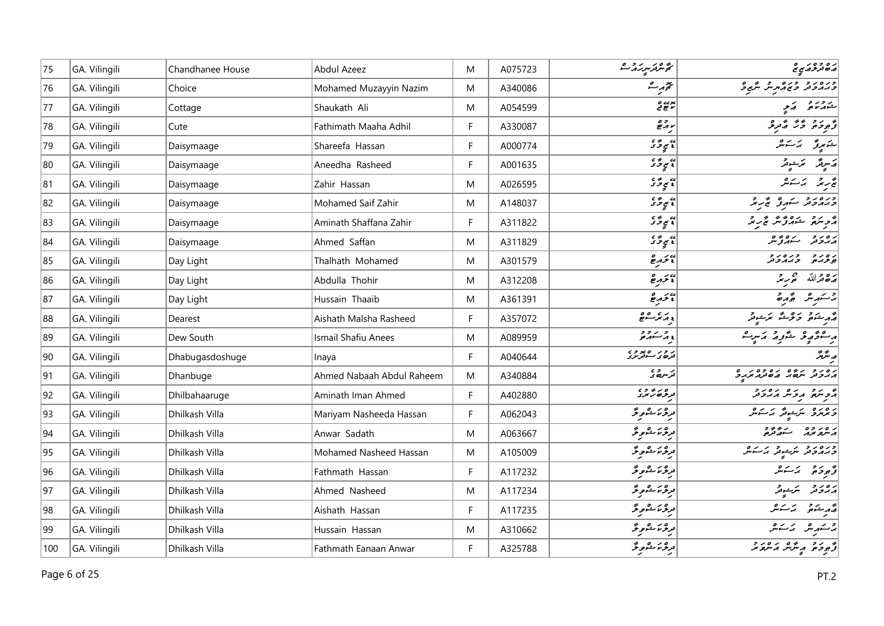| 75 | GA. Vilingili | Chandhanee House | Abdul Azeez | M | A075723 | ޗަންދަނީހައުސް | އަބްދުލްއަޒީޒް |
|---|---|---|---|---|---|---|---|
| 76 | GA. Vilingili | Choice | Mohamed Muzayyin Nazim | M | A340086 | ޗޮއިސް | މުޙައްމަދު މުޒައްޔިން ނާޒިމް |
| 77 | GA. Vilingili | Cottage | Shaukath Ali | M | A054599 | ކޮޓެޖް | ޝައުކަތު ޢަލީ |
| 78 | GA. Vilingili | Cute | Fathimath Maaha Adhil | F | A330087 | ކިއުޓް | ފާތިމަތު މާހާ އާދިލް |
| 79 | GA. Vilingili | Daisymaage | Shareefa Hassan | F | A000774 | ޑޭޒީމާގެ | ޝަރީފާ ހަސަން |
| 80 | GA. Vilingili | Daisymaage | Aneedha Rasheed | F | A001635 | ޑޭޒީމާގެ | އަނީދާ ރަޝީދު |
| 81 | GA. Vilingili | Daisymaage | Zahir Hassan | M | A026595 | ޑޭޒީމާގެ | ޒާހިރު ހަސަން |
| 82 | GA. Vilingili | Daisymaage | Mohamed Saif Zahir | M | A148037 | ޑޭޒީމާގެ | މުޙައްމަދު ސައިފް ޒާހިރު |
| 83 | GA. Vilingili | Daisymaage | Aminath Shaffana Zahir | F | A311822 | ޑޭޒީމާގެ | އާމިނަތު ޝައްފާނާ ޒާހިރު |
| 84 | GA. Vilingili | Daisymaage | Ahmed Saffan | M | A311829 | ޑޭޒީމާގެ | އަޙްމަދު ސައްފާން |
| 85 | GA. Vilingili | Day Light | Thalhath Mohamed | M | A301579 | ޑޭލައިޓް | ޠަލްޙަތު މުޙައްމަދު |
| 86 | GA. Vilingili | Day Light | Abdulla Thohir | M | A312208 | ޑޭލައިޓް | އަބްދުﷲ ޠާހިރު |
| 87 | GA. Vilingili | Day Light | Hussain Thaaib | M | A361391 | ޑޭލައިޓް | ހުސައިން ތާއިބު |
| 88 | GA. Vilingili | Dearest | Aishath Malsha Rasheed | F | A357072 | ޑިއަރެސްޓް | އާއިޝަތު މަލްޝާ ރަޝީދު |
| 89 | GA. Vilingili | Dew South | Ismail Shafiu Anees | M | A089959 | ޑިއުސައުތު | އިސްމާޢީލް ޝާފިޢު އަނީސް |
| 90 | GA. Vilingili | Dhabugasdoshuge | Inaya | F | A040644 | ދަބުގަސްދޮށުގެ | އިނާޔާ |
| 91 | GA. Vilingili | Dhanbuge | Ahmed Nabaah Abdul Raheem | M | A340884 | ދަންބުގެ | އަޙްމަދު ނަބާހު އަބްދުއްރަޙީމް |
| 92 | GA. Vilingili | Dhilbahaaruge | Aminath Iman Ahmed | F | A402880 | ދިލްބަހާރުގެ | އާމިނަތު އިމަން އަޙްމަދު |
| 93 | GA. Vilingili | Dhilkash Villa | Mariyam Nasheeda Hassan | F | A062043 | ދިލްކަޝްވިލާ | މަރިޔަމް ނަޝީދާ ހަސަން |
| 94 | GA. Vilingili | Dhilkash Villa | Anwar Sadath | M | A063667 | ދިލްކަޝްވިލާ | އަންވަރު ސަޢާދަތު |
| 95 | GA. Vilingili | Dhilkash Villa | Mohamed Nasheed Hassan | M | A105009 | ދިލްކަޝްވިލާ | މުޙައްމަދު ނަޝީދު ހަސަން |
| 96 | GA. Vilingili | Dhilkash Villa | Fathmath Hassan | F | A117232 | ދިލްކަޝްވިލާ | ފާތިމަތު ހަސަން |
| 97 | GA. Vilingili | Dhilkash Villa | Ahmed Nasheed | M | A117234 | ދިލްކަޝްވިލާ | އަޙްމަދު ނަޝީދު |
| 98 | GA. Vilingili | Dhilkash Villa | Aishath Hassan | F | A117235 | ދިލްކަޝްވިލާ | އާއިޝަތު ހަސަން |
| 99 | GA. Vilingili | Dhilkash Villa | Hussain Hassan | M | A310662 | ދިލްކަޝްވިލާ | ހުސައިން ހަސަން |
| 100 | GA. Vilingili | Dhilkash Villa | Fathmath Eanaan Anwar | F | A325788 | ދިލްކަޝްވިލާ | ފާތިމަތު އީނާން އަންވަރު |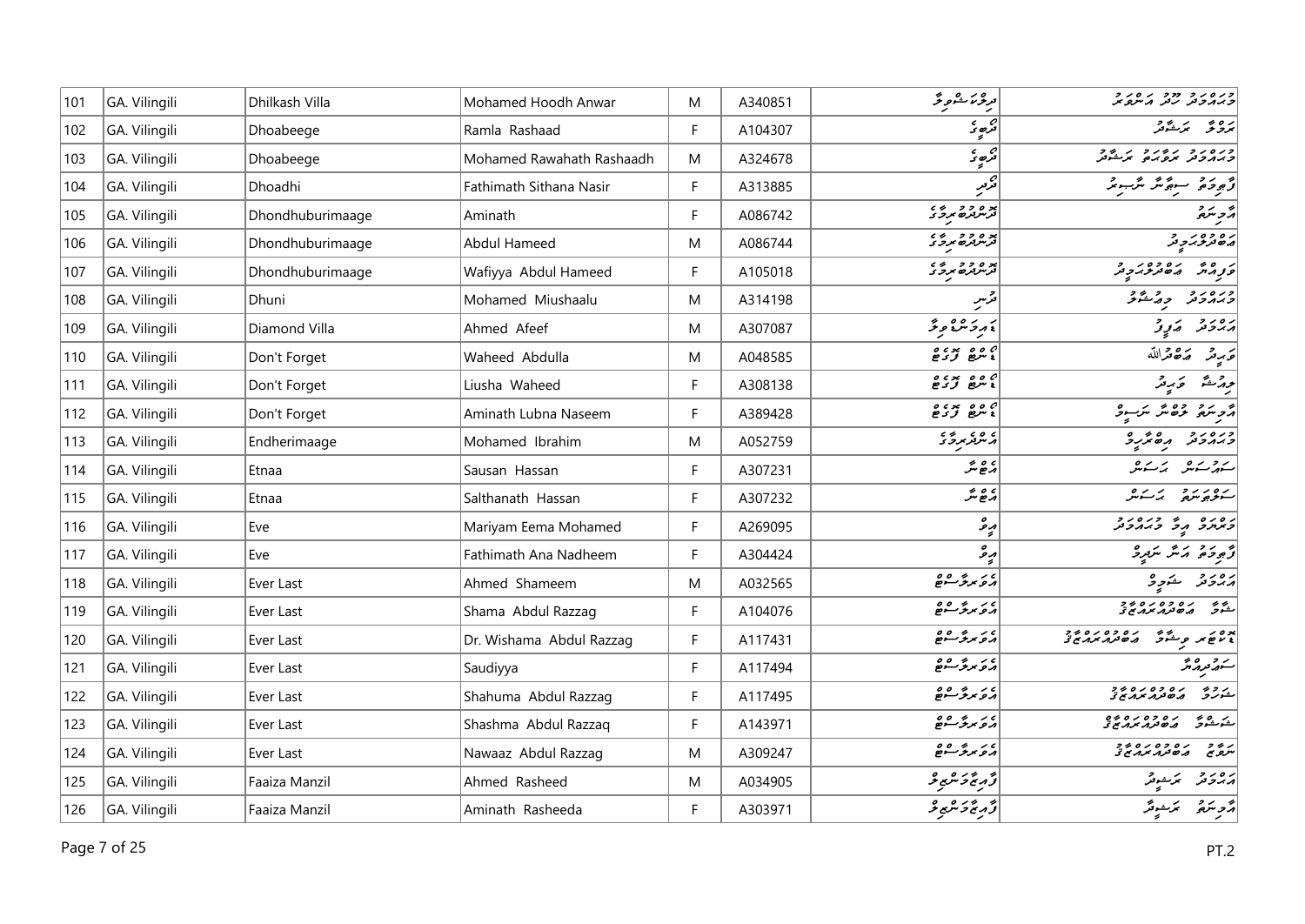| 101 | GA. Vilingili | Dhilkash Villa | Mohamed Hoodh Anwar | M | A340851 | ދިލްކަޝް ވިލާ | މުޙައްމަދު ހޫދު އަންވަރ |
|---|---|---|---|---|---|---|---|
| 102 | GA. Vilingili | Dhoabeege | Ramla Rashaad | F | A104307 | ދޯބީގެ | ރަމްލާ ރަޝާދު |
| 103 | GA. Vilingili | Dhoabeege | Mohamed Rawahath Rashaadh | M | A324678 | ދޯބީގެ | މުޙައްމަދު ރަވާހަތު ރަޝާދު |
| 104 | GA. Vilingili | Dhoadhi | Fathimath Sithana Nasir | F | A313885 | ދޯދި | ފާތިމަތު ސިތާނާ ނާސިރު |
| 105 | GA. Vilingili | Dhondhuburimaage | Aminath | F | A086742 | ދޮންދުބުރިމާގެ | އާމިނަތު |
| 106 | GA. Vilingili | Dhondhuburimaage | Abdul Hameed | M | A086744 | ދޮންދުބުރިމާގެ | އަބްދުލްހަމީދު |
| 107 | GA. Vilingili | Dhondhuburimaage | Wafiyya Abdul Hameed | F | A105018 | ދޮންދުބުރިމާގެ | ވަފިއްޔާ އަބްދުލްހަމީދު |
| 108 | GA. Vilingili | Dhuni | Mohamed Miushaalu | M | A314198 | ދުނި | މުޙައްމަދު މިޢުޝާލު |
| 109 | GA. Vilingili | Diamond Villa | Ahmed Afeef | M | A307087 | ޑައިމަންޑް ވިލާ | އަޙްމަދު އަފީފު |
| 110 | GA. Vilingili | Don't Forget | Waheed Abdulla | M | A048585 | ޑޯންޓް ފޯގެޓް | ވަޙީދު އަބްދުﷲ |
| 111 | GA. Vilingili | Don't Forget | Liusha Waheed | F | A308138 | ޑޯންޓް ފޯގެޓް | ލިއުޝާ ވަހީދު |
| 112 | GA. Vilingili | Don't Forget | Aminath Lubna Naseem | F | A389428 | ޑޯންޓް ފޯގެޓް | އާމިނަތު ލުބުނާ ނަސީމް |
| 113 | GA. Vilingili | Endherimaage | Mohamed Ibrahim | M | A052759 | އެންދެރިމާގެ | މުޙައްމަދު އިބްރާހީމް |
| 114 | GA. Vilingili | Etnaa | Sausan Hassan | F | A307231 | އެޓްނާ | ސައުސަން ހަސަން |
| 115 | GA. Vilingili | Etnaa | Salthanath Hassan | F | A307232 | އެޓްނާ | ސަލްތަނަތު ހަސަން |
| 116 | GA. Vilingili | Eve | Mariyam Eema Mohamed | F | A269095 | އީވް | މަރިޔަމް އީމާ މުޙައްމަދު |
| 117 | GA. Vilingili | Eve | Fathimath Ana Nadheem | F | A304424 | އީވް | ފާތިމަތު އަނާ ނަދީމް |
| 118 | GA. Vilingili | Ever Last | Ahmed Shameem | M | A032565 | އެވަރލާސްޓް | އަޙްމަދު ޝަމީމް |
| 119 | GA. Vilingili | Ever Last | Shama Abdul Razzag | F | A104076 | އެވަރލާސްޓް | ޝަމާ އަބްދުއްރައްޒާގު |
| 120 | GA. Vilingili | Ever Last | Dr. Wishama Abdul Razzag | F | A117431 | އެވަރލާސްޓް | ޑޮކްޓަރ ވިޝާމާ އަބްދުއްރައްޒާގު |
| 121 | GA. Vilingili | Ever Last | Saudiyya | F | A117494 | އެވަރލާސްޓް | ސަޢުދިއްޔާ |
| 122 | GA. Vilingili | Ever Last | Shahuma Abdul Razzag | F | A117495 | އެވަރލާސްޓް | ޝަހުމާ އަބްދުއްރައްޒާގު |
| 123 | GA. Vilingili | Ever Last | Shashma Abdul Razzaq | F | A143971 | އެވަރލާސްޓް | ޝަޝްމާ އަބްދުއްރައްޒާޤު |
| 124 | GA. Vilingili | Ever Last | Nawaaz Abdul Razzag | M | A309247 | އެވަރލާސްޓް | ނަވާޒު އަބްދުއްރައްޒާގު |
| 125 | GA. Vilingili | Faaiza Manzil | Ahmed Rasheed | M | A034905 | ފާއިޒާމަންޒިލް | އަޙްމަދު ރަޝީދު |
| 126 | GA. Vilingili | Faaiza Manzil | Aminath Rasheeda | F | A303971 | ފާއިޒާމަންޒިލް | އާމިނަތު ރަޝީދާ |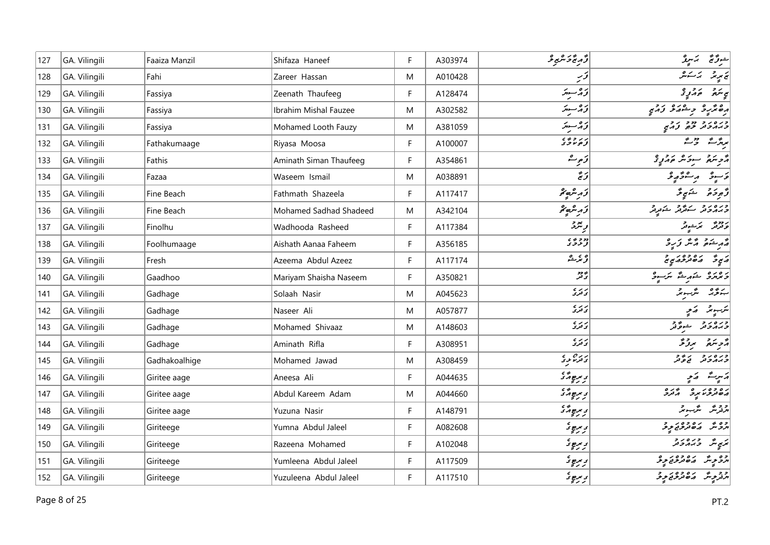| 127 | GA. Vilingili | Faaiza Manzil | Shifaza Haneef | F | A303974 | ފާއިޒާމަންޒިލް | ޝިފާޒާ ހަނީފް |
|---|---|---|---|---|---|---|---|
| 128 | GA. Vilingili | Fahi | Zareer Hassan | M | A010428 | ފަހި | ޒަރީރު ހަސަން |
| 129 | GA. Vilingili | Fassiya | Zeenath Thaufeeg | F | A128474 | ފައްސިޔަ | ޒީނަތް ތައުފީގު |
| 130 | GA. Vilingili | Fassiya | Ibrahim Mishal Fauzee | M | A302582 | ފައްސިޔަ | އިބްރާހީމް މިޝްއަލް ފައުޒީ |
| 131 | GA. Vilingili | Fassiya | Mohamed Looth Fauzy | M | A381059 | ފައްސިޔަ | މުޙައްމަދު ލޫތު ފައުޒީ |
| 132 | GA. Vilingili | Fathakumaage | Riyasa Moosa | F | A100007 | ފަތަކުމާގެ | ރިޔާސާ މޫސާ |
| 133 | GA. Vilingili | Fathis | Aminath Siman Thaufeeg | F | A354861 | ފަތިސް | އާމިނަތު ސިމަން ތައުފީގު |
| 134 | GA. Vilingili | Fazaa | Waseem Ismail | M | A038891 | ފަޒާ | ވަސީމު އިސްމާއިލް |
| 135 | GA. Vilingili | Fine Beach | Fathmath Shazeela | F | A117417 | ފައިންބީޗް | ފާތިމަތު ޝަޒީލާ |
| 136 | GA. Vilingili | Fine Beach | Mohamed Sadhad Shadeed | M | A342104 | ފައިންބީޗް | މުޙައްމަދު ސަދާދު ޝަދީދު |
| 137 | GA. Vilingili | Finolhu | Wadhooda Rasheed | F | A117384 | ފިނޮޅު | ވަދޫދާ ރަޝީދު |
| 138 | GA. Vilingili | Foolhumaage | Aishath Aanaa Faheem | F | A356185 | ފޫޅުމާގެ | އާއިޝަތު އާނާ ފަހީމް |
| 139 | GA. Vilingili | Fresh | Azeema Abdul Azeez | F | A117174 | ފްރެޝް | އަޒީމާ އަބްދުލްއަޒީޒު |
| 140 | GA. Vilingili | Gaadhoo | Mariyam Shaisha Naseem | F | A350821 | ގާދޫ | މަރިޔަމް ޝައިޝާ ނަސީމް |
| 141 | GA. Vilingili | Gadhage | Solaah Nasir | M | A045623 | ގަދަގެ | ސަލާހް ނާސިރު |
| 142 | GA. Vilingili | Gadhage | Naseer Ali | M | A057877 | ގަދަގެ | ނަސީރު ޢަލީ |
| 143 | GA. Vilingili | Gadhage | Mohamed Shivaaz | M | A148603 | ގަދަގެ | މުޙައްމަދު ޝިވާޒު |
| 144 | GA. Vilingili | Gadhage | Aminath Rifla | F | A308951 | ގަދަގެ | އާމިނަތު ރިފްލާ |
| 145 | GA. Vilingili | Gadhakoalhige | Mohamed Jawad | M | A308459 | ގަދަކޯޅިގެ | މުޙައްމަދު ޖަވާދު |
| 146 | GA. Vilingili | Giritee aage | Aneesa Ali | F | A044635 | ގިރިޓީއާގެ | އަނީސާ ޢަލީ |
| 147 | GA. Vilingili | Giritee aage | Abdul Kareem Adam | M | A044660 | ގިރިޓީއާގެ | އަބްދުލްކަރީމް އާދަމް |
| 148 | GA. Vilingili | Giritee aage | Yuzuna Nasir | F | A148791 | ގިރިޓީއާގެ | ޔުޒުނާ ނާސިރު |
| 149 | GA. Vilingili | Giriteege | Yumna Abdul Jaleel | F | A082608 | ގިރިޓީގެ | ޔުމްނާ އަބްދުލްޖަލީލް |
| 150 | GA. Vilingili | Giriteege | Razeena Mohamed | F | A102048 | ގިރިޓީގެ | ރަޒީނާ މުޙައްމަދު |
| 151 | GA. Vilingili | Giriteege | Yumleena Abdul Jaleel | F | A117509 | ގިރިޓީގެ | ޔުމްލީނާ އަބްދުލްޖަލީލް |
| 152 | GA. Vilingili | Giriteege | Yuzuleena Abdul Jaleel | F | A117510 | ގިރިޓީގެ | ޔުޒުލީނާ އަބްދުލްޖަލީލް |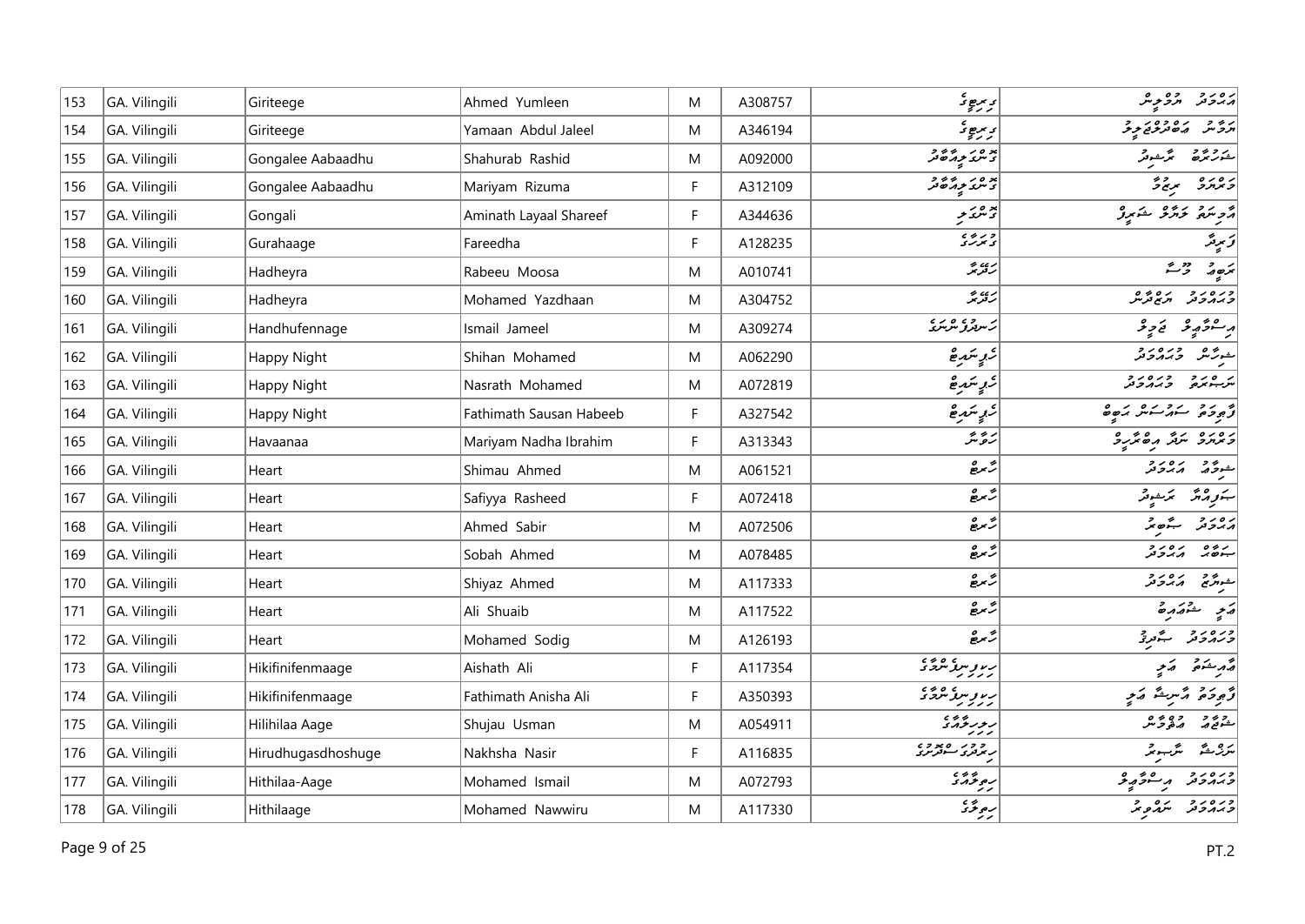| 153 | GA. Vilingili | Giriteege | Ahmed Yumleen | M | A308757 | ޹ިރިޓީގެ | އަޙްމަދު ޔުމްލީން |
|---|---|---|---|---|---|---|---|
| 154 | GA. Vilingili | Giriteege | Yamaan Abdul Jaleel | M | A346194 | ގިރިޓީގެ | ޔަމާން އަބްދުލްޖަލީލް |
| 155 | GA. Vilingili | Gongalee Aabaadhu | Shahurab Rashid | M | A092000 | ގޮންގަލީއާބާދު | ޝަހުރަބް ރާޝިދު |
| 156 | GA. Vilingili | Gongalee Aabaadhu | Mariyam Rizuma | F | A312109 | ގޮންގަލީއާބާދު | މަރިޔަމް ރިޒުމާ |
| 157 | GA. Vilingili | Gongali | Aminath Layaal Shareef | F | A344636 | ގޮންގަލި | އާމިނަތު ލަޔާލް ޝަރީފު |
| 158 | GA. Vilingili | Gurahaage | Fareedha | F | A128235 | ގުރަހާގެ | ފަރީދާ |
| 159 | GA. Vilingili | Hadheyra | Rabeeu Moosa | M | A010741 | ހަދޭރާ | ރަބީޢު މޫސާ |
| 160 | GA. Vilingili | Hadheyra | Mohamed Yazdhaan | M | A304752 | ހަދޭރާ | މުޙައްމަދު ޔަޒްދާން |
| 161 | GA. Vilingili | Handhufennage | Ismail Jameel | M | A309274 | ހަނދުފެންނަގެ | އިސްމާޢީލް ޖަމީލް |
| 162 | GA. Vilingili | Happy Night | Shihan Mohamed | M | A062290 | ހެޕީނައިޓް | ޝިހާން މުޙައްމަދު |
| 163 | GA. Vilingili | Happy Night | Nasrath Mohamed | M | A072819 | ހެޕީނައިޓް | ނަސްރަތު މުޙައްމަދު |
| 164 | GA. Vilingili | Happy Night | Fathimath Sausan Habeeb | F | A327542 | ހެޕީނައިޓް | ފާތިމަތު ސައުސަން ހަބީބް |
| 165 | GA. Vilingili | Havaanaa | Mariyam Nadha Ibrahim | F | A313343 | ހަވާނާ | މަރިޔަމް ނަދާ އިބްރާހިމް |
| 166 | GA. Vilingili | Heart | Shimau Ahmed | M | A061521 | ހާޓް | ޝިމާއު އަޙްމަދު |
| 167 | GA. Vilingili | Heart | Safiyya Rasheed | F | A072418 | ހާޓް | ޞަފިއްޔާ ރަޝީދު |
| 168 | GA. Vilingili | Heart | Ahmed Sabir | M | A072506 | ހާޓް | އަޙްމަދު ޞާބިރު |
| 169 | GA. Vilingili | Heart | Sobah Ahmed | M | A078485 | ހާޓް | ޞަބާޙް އަޙްމަދު |
| 170 | GA. Vilingili | Heart | Shiyaz Ahmed | M | A117333 | ހާޓް | ޝިޔާޒް އަޙްމަދު |
| 171 | GA. Vilingili | Heart | Ali Shuaib | M | A117522 | ހާޓް | އަލި ޝުޢައިބު |
| 172 | GA. Vilingili | Heart | Mohamed Sodig | M | A126193 | ހާޓް | މުޙައްމަދު ޞާދިޤު |
| 173 | GA. Vilingili | Hikifinifenmaage | Aishath Ali | F | A117354 | ހިކިފިނިފެންމާގެ | އާއިޝަތު އަލި |
| 174 | GA. Vilingili | Hikifinifenmaage | Fathimath Anisha Ali | F | A350393 | ހިކިފިނިފެންމާގެ | ފާތިމަތު އަނީޝާ އަލި |
| 175 | GA. Vilingili | Hilihilaa Aage | Shujau Usman | M | A054911 | ހިލިހިލާއާގެ | ޝުޖާޢު ޢުޘްމާން |
| 176 | GA. Vilingili | Hirudhugasdhoshuge | Nakhsha Nasir | F | A116835 | ހިރުދުގަސްދޮށުގެ | ނަޚްޝާ ނާޞިރު |
| 177 | GA. Vilingili | Hithilaa-Aage | Mohamed Ismail | M | A072793 | ހިތިލާއާގެ | މުޙައްމަދު އިސްމާޢީލް |
| 178 | GA. Vilingili | Hithilaage | Mohamed Nawwiru | M | A117330 | ހިތިލާގެ | މުޙައްމަދު ނައްވިރު |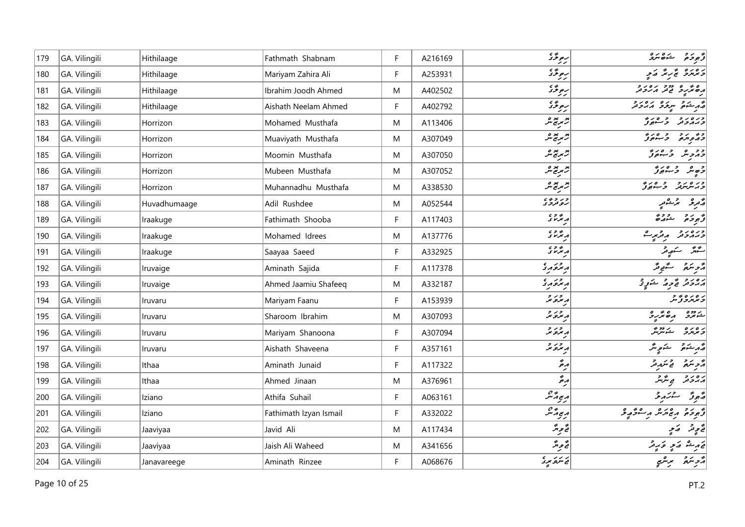| 179 | GA. Vilingili | Hithilaage | Fathmath Shabnam | F | A216169 | ރިތިލާގެ | ފާތިމަތު ޝަބްނަމް |
|---|---|---|---|---|---|---|---|
| 180 | GA. Vilingili | Hithilaage | Mariyam Zahira Ali | F | A253931 | ރިތިލާގެ | މަރިޔަމް ޒާހިރާ ޢަލީ |
| 181 | GA. Vilingili | Hithilaage | Ibrahim Joodh Ahmed | M | A402502 | ރިތިލާގެ | އިބްރާހީމް ޖޫދު އަޙްމަދު |
| 182 | GA. Vilingili | Hithilaage | Aishath Neelam Ahmed | F | A402792 | ރިތިލާގެ | އާއިޝަތު ނީލަމް އަޙްމަދު |
| 183 | GA. Vilingili | Horrizon | Mohamed Musthafa | M | A113406 | ހޮރައިޒަން | މުޙައްމަދު މުސްތަފާ |
| 184 | GA. Vilingili | Horrizon | Muaviyath Musthafa | M | A307049 | ހޮރައިޒަން | މުޢާވިޔަތު މުސްތަފާ |
| 185 | GA. Vilingili | Horrizon | Moomin Musthafa | M | A307050 | ހޮރައިޒަން | މުއުމިން މުސްތަފާ |
| 186 | GA. Vilingili | Horrizon | Mubeen Musthafa | M | A307052 | ހޮރައިޒަން | މުބީން މުސްތަފާ |
| 187 | GA. Vilingili | Horrizon | Muhannadhu Musthafa | M | A338530 | ހޮރައިޒަން | މުހަންނަދު މުސްތަފާ |
| 188 | GA. Vilingili | Huvadhumaage | Adil Rushdee | M | A052544 | ހުވަދުމާގެ | އާދިލް ރުޝްދީ |
| 189 | GA. Vilingili | Iraakuge | Fathimath Shooba | F | A117403 | އިރާކުގެ | ފާތިމަތު ޝޫބާ |
| 190 | GA. Vilingili | Iraakuge | Mohamed Idrees | M | A137776 | އިރާކުގެ | މުޙައްމަދު އިދުރީސް |
| 191 | GA. Vilingili | Iraakuge | Saayaa Saeed | F | A332925 | އިރާކުގެ | ސާޔާ ސަޢީދު |
| 192 | GA. Vilingili | Iruvaige | Aminath Sajida | F | A117378 | އިރުވައިގެ | އާމިނަތު ސާޖިދާ |
| 193 | GA. Vilingili | Iruvaige | Ahmed Jaamiu Shafeeq | M | A332187 | އިރުވައިގެ | އަޙްމަދު ޖާމިޢު ޝަފީޤު |
| 194 | GA. Vilingili | Iruvaru | Mariyam Faanu | F | A153939 | އިރުވަރު | މަރިޔަމްފާނު |
| 195 | GA. Vilingili | Iruvaru | Sharoom Ibrahim | M | A307093 | އިރުވަރު | ޝަރޫމް އިބްރާހީމް |
| 196 | GA. Vilingili | Iruvaru | Mariyam Shanoona | F | A307094 | އިރުވަރު | މަރިޔަމް ޝަނޫނާ |
| 197 | GA. Vilingili | Iruvaru | Aishath Shaveena | F | A357161 | އިރުވަރު | އާއިޝަތު ޝަވީނާ |
| 198 | GA. Vilingili | Ithaa | Aminath Junaid | F | A117322 | އިތާ | އާމިނަތު ޖުނައިދު |
| 199 | GA. Vilingili | Ithaa | Ahmed Jinaan | M | A376961 | އިތާ | އަޙްމަދު ޖިނާން |
| 200 | GA. Vilingili | Iziano | Athifa Suhail | F | A063161 | އިޒިއާނޯ | އާތިފާ ސުހައިލް |
| 201 | GA. Vilingili | Iziano | Fathimath Izyan Ismail | F | A332022 | އިޒިއާނޯ | ފާތިމަތު އިޒްޔަން އިސްމާއީލް |
| 202 | GA. Vilingili | Jaaviyaa | Javid Ali | M | A117434 | ޖާވިޔާ | ޖާވިދު ޢަލީ |
| 203 | GA. Vilingili | Jaaviyaa | Jaish Ali Waheed | M | A341656 | ޖާވިޔާ | ޖައިޝް ޢަލީ ވަޙީދު |
| 204 | GA. Vilingili | Janavareege | Aminath Rinzee | F | A068676 | ޖަނަވަރީގެ | އާމިނަތު ރިންޒީ |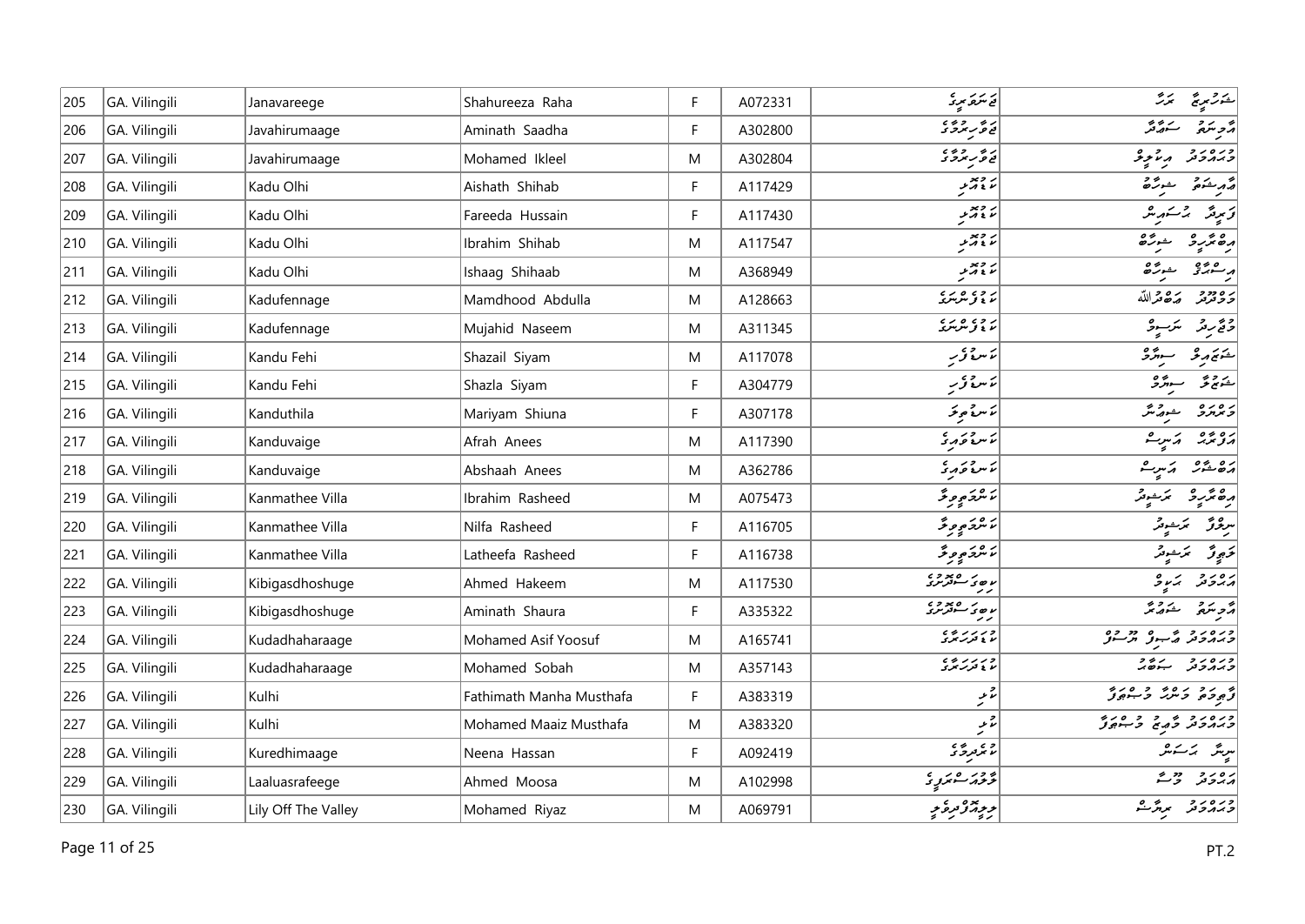| 205 | GA. Vilingili | Janavareege | Shahureeza Raha | F | A072331 | ޖަނަވަރީގެ | ޝަހުރީޒާ ރަހާ |
|---|---|---|---|---|---|---|---|
| 206 | GA. Vilingili | Javahirumaage | Aminath Saadha | F | A302800 | ޖަވާހިރުމާގެ | އާމިނަތު ސަޢުދާ |
| 207 | GA. Vilingili | Javahirumaage | Mohamed Ikleel | M | A302804 | ޖަވާހިރުމާގެ | މުޙައްމަދު އިކުލީލް |
| 208 | GA. Vilingili | Kadu Olhi | Aishath Shihab | F | A117429 | ކަޑުއޮޅި | އާއިޝަތު ޝިހާބު |
| 209 | GA. Vilingili | Kadu Olhi | Fareeda Hussain | F | A117430 | ކަޑުއޮޅި | ފަރީދާ ޙުސައިން |
| 210 | GA. Vilingili | Kadu Olhi | Ibrahim Shihab | M | A117547 | ކަޑުއޮޅި | އިބްރާހީމް ޝިހާބު |
| 211 | GA. Vilingili | Kadu Olhi | Ishaag Shihaab | M | A368949 | ކަޑުއޮޅި | އިސްޙާޤު ޝިހާބު |
| 212 | GA. Vilingili | Kadufennage | Mamdhood Abdulla | M | A128663 | ކަޑުފެންނަގެ | މަމްދޫދު އަބްދުﷲ |
| 213 | GA. Vilingili | Kadufennage | Mujahid Naseem | M | A311345 | ކަޑުފެންނަގެ | މުޖާހިދު ނަސީމް |
| 214 | GA. Vilingili | Kandu Fehi | Shazail Siyam | M | A117078 | ކަނޑުފެހި | ޝަޒައިލް ސިޔާމް |
| 215 | GA. Vilingili | Kandu Fehi | Shazla Siyam | F | A304779 | ކަނޑުފެހި | ޝަޒްލާ ސިޔާމް |
| 216 | GA. Vilingili | Kanduthila | Mariyam Shiuna | F | A307178 | ކަނޑުތިލަ | މަރިޔަމް ޝިއުނާ |
| 217 | GA. Vilingili | Kanduvaige | Afrah Anees | M | A117390 | ކަނޑުވައިގެ | އަފްރާހް އަނީސް |
| 218 | GA. Vilingili | Kanduvaige | Abshaah Anees | M | A362786 | ކަނޑުވައިގެ | އަބްޝާހް އަނީސް |
| 219 | GA. Vilingili | Kanmathee Villa | Ibrahim Rasheed | M | A075473 | ކަންމަތީވިލާ | އިބްރާހީމް ރަޝީދު |
| 220 | GA. Vilingili | Kanmathee Villa | Nilfa Rasheed | F | A116705 | ކަންމަތީވިލާ | ނިލްފާ ރަޝީދު |
| 221 | GA. Vilingili | Kanmathee Villa | Latheefa Rasheed | F | A116738 | ކަންމަތީވިލާ | ލަތީފާ ރަޝީދު |
| 222 | GA. Vilingili | Kibigasdhoshuge | Ahmed Hakeem | M | A117530 | ކިބިގަސްދޮށުގެ | އަޙްމަދު ޙަކީމް |
| 223 | GA. Vilingili | Kibigasdhoshuge | Aminath Shaura | F | A335322 | ކިބިގަސްދޮށުގެ | އާމިނަތު ޝަޢުރާ |
| 224 | GA. Vilingili | Kudadhaharaage | Mohamed Asif Yoosuf | M | A165741 | ކުޑަދަހަރާގެ | މުޙައްމަދު އާސިފް ޔޫސުފް |
| 225 | GA. Vilingili | Kudadhaharaage | Mohamed Sobah | M | A357143 | ކުޑަދަހަރާގެ | މުޙައްމަދު ސަބާހް |
| 226 | GA. Vilingili | Kulhi | Fathimath Manha Musthafa | F | A383319 | ކުޅި | ފާތިމަތު މަންހާ މުސްތަފާ |
| 227 | GA. Vilingili | Kulhi | Mohamed Maaiz Musthafa | M | A383320 | ކުޅި | މުޙައްމަދު މާއިޒު މުސްތަފާ |
| 228 | GA. Vilingili | Kuredhimaage | Neena Hassan | F | A092419 | ކުރެދިމާގެ | ނީނާ ޙަސަން |
| 229 | GA. Vilingili | Laaluasrafeege | Ahmed Moosa | M | A102998 | ލާލުއަސްރަފީގެ | އަޙްމަދު މޫސާ |
| 230 | GA. Vilingili | Lily Off The Valley | Mohamed Riyaz | M | A069791 | ލިލީއޮފްދިވެލީ | މުޙައްމަދު ރިޔާޒް |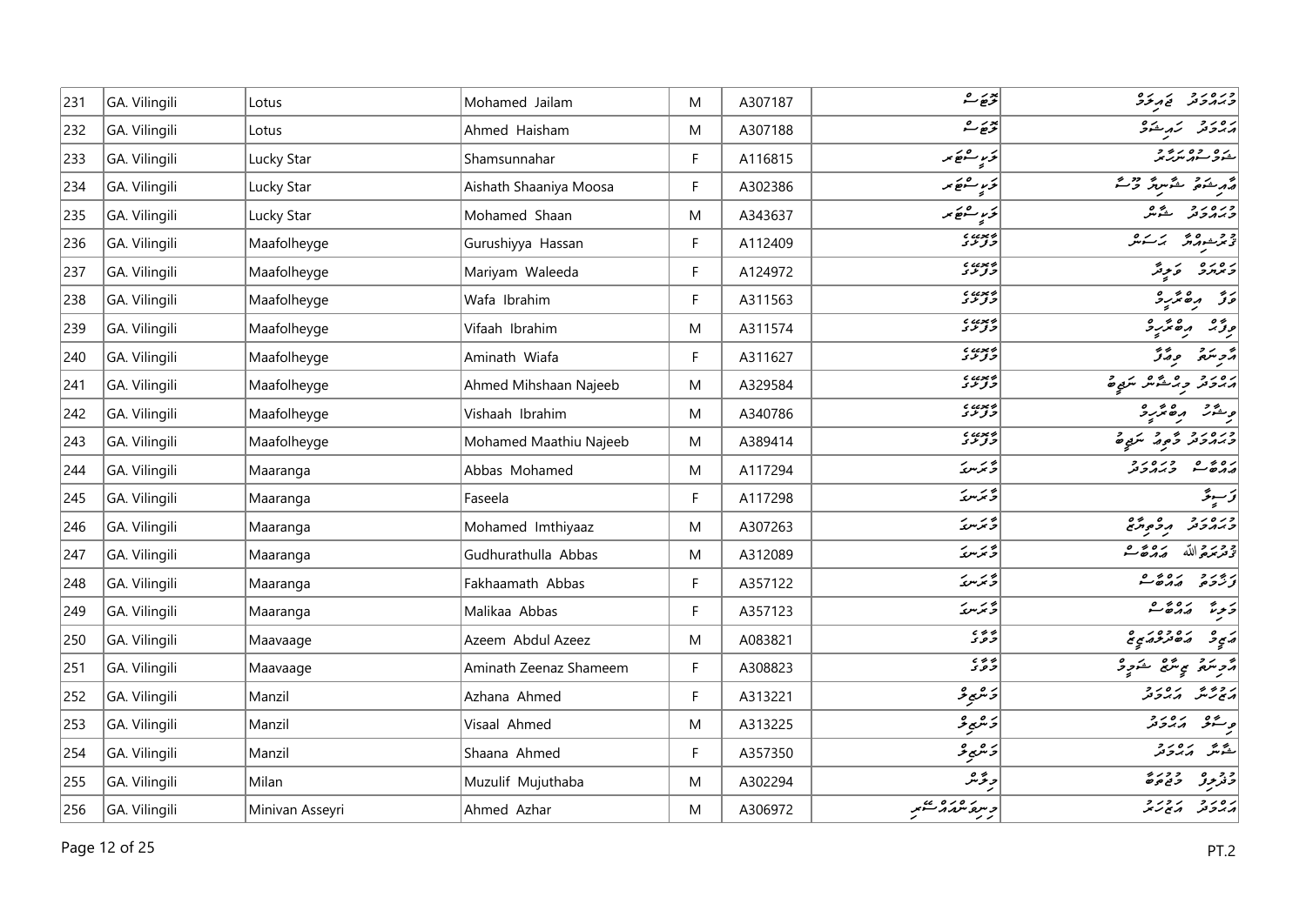| 231 | GA. Vilingili | Lotus | Mohamed Jailam | M | A307187 | ލޯޓަސް | މުޙައްމަދު ޖައިލަމް |
|---|---|---|---|---|---|---|---|
| 232 | GA. Vilingili | Lotus | Ahmed Haisham | M | A307188 | ލޯޓަސް | އަޙްމަދު ހައިޝަމް |
| 233 | GA. Vilingili | Lucky Star | Shamsunnahar | F | A116815 | ލަކީސްޓަރ | ޝަމްސުއްނަހާރު |
| 234 | GA. Vilingili | Lucky Star | Aishath Shaaniya Moosa | F | A302386 | ލަކީސްޓަރ | އައިޝަތު ޝާނިޔާ މޫސާ |
| 235 | GA. Vilingili | Lucky Star | Mohamed Shaan | M | A343637 | ލަކީސްޓަރ | މުޙައްމަދު ޝާން |
| 236 | GA. Vilingili | Maafolheyge | Gurushiyya Hassan | F | A112409 | މާފޮޅޭގެ | ގުރުޝިއްޔާ ހަސަން |
| 237 | GA. Vilingili | Maafolheyge | Mariyam Waleeda | F | A124972 | މާފޮޅޭގެ | މަރިޔަމް ވަލީދާ |
| 238 | GA. Vilingili | Maafolheyge | Wafa Ibrahim | F | A311563 | މާފޮޅޭގެ | ވަފާ އިބްރާހީމް |
| 239 | GA. Vilingili | Maafolheyge | Vifaah Ibrahim | M | A311574 | މާފޮޅޭގެ | ވިފާހު އިބްރާހީމް |
| 240 | GA. Vilingili | Maafolheyge | Aminath Wiafa | F | A311627 | މާފޮޅޭގެ | އާމިނަތު ވިއާފާ |
| 241 | GA. Vilingili | Maafolheyge | Ahmed Mihshaan Najeeb | M | A329584 | މާފޮޅޭގެ | އަޙްމަދު މިހްޝާން ނަޖީބު |
| 242 | GA. Vilingili | Maafolheyge | Vishaah Ibrahim | M | A340786 | މާފޮޅޭގެ | ވިޝާހު އިބްރާހީމް |
| 243 | GA. Vilingili | Maafolheyge | Mohamed Maathiu Najeeb | M | A389414 | މާފޮޅޭގެ | މުޙައްމަދު މާތިއު ނަޖީބު |
| 244 | GA. Vilingili | Maaranga | Abbas Mohamed | M | A117294 | މާރަނގަ | އައްބާސް މުޙައްމަދު |
| 245 | GA. Vilingili | Maaranga | Faseela | F | A117298 | މާރަނގަ | ފަސީލާ |
| 246 | GA. Vilingili | Maaranga | Mohamed Imthiyaaz | M | A307263 | މާރަނގަ | މުޙައްމަދު އިމްތިޔާޒު |
| 247 | GA. Vilingili | Maaranga | Gudhurathulla Abbas | M | A312089 | މާރަނގަ | ގުދުރަތުﷲ އައްބާސް |
| 248 | GA. Vilingili | Maaranga | Fakhaamath Abbas | F | A357122 | މާރަނގަ | ފަޚާމަތު އައްބާސް |
| 249 | GA. Vilingili | Maaranga | Malikaa Abbas | F | A357123 | މާރަނގަ | މަލިކާ އައްބާސް |
| 250 | GA. Vilingili | Maavaage | Azeem Abdul Azeez | M | A083821 | މާވާގެ | އަޒީމް އަބްދުލްއަޒީޒު |
| 251 | GA. Vilingili | Maavaage | Aminath Zeenaz Shameem | F | A308823 | މާވާގެ | އާމިނަތު ޒީނާޒް ޝަމީމް |
| 252 | GA. Vilingili | Manzil | Azhana Ahmed | F | A313221 | މަންޒިލް | އަޒްހާނާ އަޙްމަދު |
| 253 | GA. Vilingili | Manzil | Visaal Ahmed | M | A313225 | މަންޒިލް | ވިސާލް އަޙްމަދު |
| 254 | GA. Vilingili | Manzil | Shaana Ahmed | F | A357350 | މަންޒިލް | ޝާނާ އަޙްމަދު |
| 255 | GA. Vilingili | Milan | Muzulif Mujuthaba | M | A302294 | މިލާން | މުޒުލިފް މުޖުތަބާ |
| 256 | GA. Vilingili | Minivan Asseyri | Ahmed Azhar | M | A306972 | މިނިވަންއައްސޭރި | އަޙްމަދު އަޒްހަރު |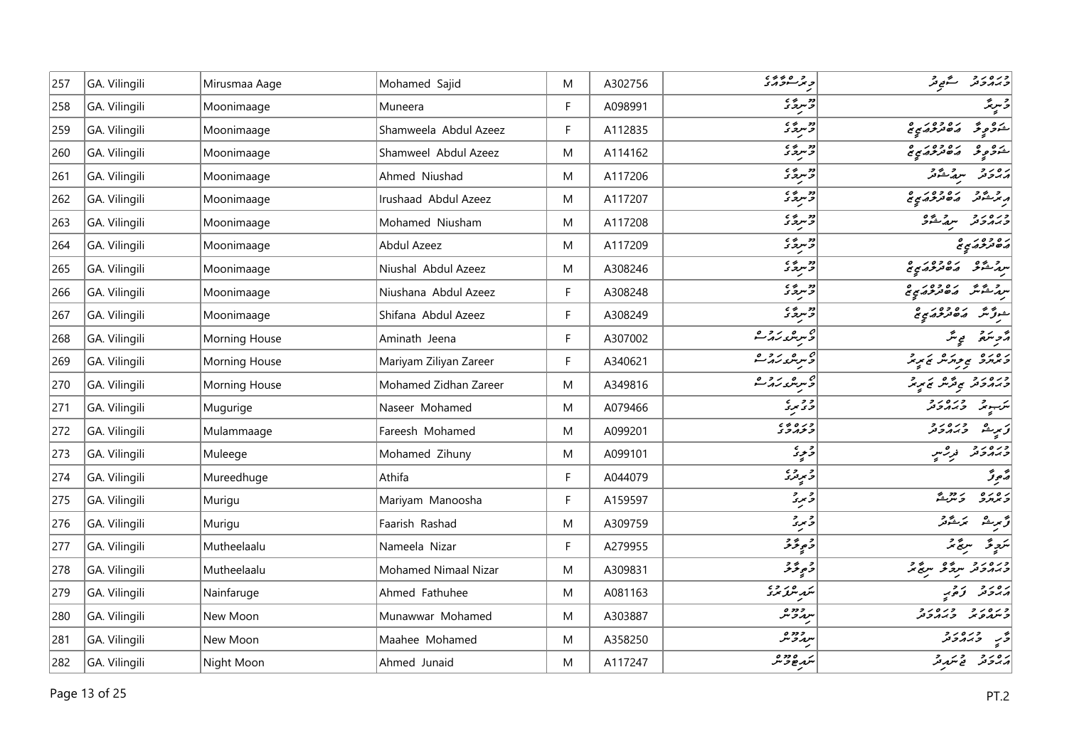| 257 | GA. Vilingili | Mirusmaa Aage | Mohamed Sajid | M | A302756 | ވިރުސްމާއާގެ | މުޙައްމަދު ސާޖިދު |
|---|---|---|---|---|---|---|---|
| 258 | GA. Vilingili | Moonimaage | Muneera | F | A098991 | މޫނިމާގެ | މުނީރާ |
| 259 | GA. Vilingili | Moonimaage | Shamweela Abdul Azeez | F | A112835 | މޫނިމާގެ | ޝަމްވީލާ އަބްދުލްޢަޒީޒު |
| 260 | GA. Vilingili | Moonimaage | Shamweel Abdul Azeez | M | A114162 | މޫނިމާގެ | ޝަމްވީލް އަބްދުލްޢަޒީޒު |
| 261 | GA. Vilingili | Moonimaage | Ahmed Niushad | M | A117206 | މޫނިމާގެ | އަޙްމަދު ނިއުޝާދު |
| 262 | GA. Vilingili | Moonimaage | Irushaad Abdul Azeez | M | A117207 | މޫނިމާގެ | އިރުޝާދު އަބްދުލްޢަޒީޒު |
| 263 | GA. Vilingili | Moonimaage | Mohamed Niusham | M | A117208 | މޫނިމާގެ | މުޙައްމަދު ނިއުޝާމް |
| 264 | GA. Vilingili | Moonimaage | Abdul Azeez | M | A117209 | މޫނިމާގެ | އަބްދުލްޢަޒީޒު |
| 265 | GA. Vilingili | Moonimaage | Niushal Abdul Azeez | M | A308246 | މޫނިމާގެ | ނިއުޝާލް އަބްދުލްޢަޒީޒު |
| 266 | GA. Vilingili | Moonimaage | Niushana Abdul Azeez | F | A308248 | މޫނިމާގެ | ނިއުޝާނާ އަބްދުލްޢަޒީޒު |
| 267 | GA. Vilingili | Moonimaage | Shifana Abdul Azeez | F | A308249 | މޫނިމާގެ | ޝިފާނާ އަބްދުލްޢަޒީޒު |
| 268 | GA. Vilingili | Morning House | Aminath Jeena | F | A307002 | މޯނިންގ ހައުސް | އާމިނަތު ޖީނާ |
| 269 | GA. Vilingili | Morning House | Mariyam Ziliyan Zareer | F | A340621 | މޯނިންގ ހައުސް | މަރިޔަމް ޒިލިޔަން ޒަރީރު |
| 270 | GA. Vilingili | Morning House | Mohamed Zidhan Zareer | M | A349816 | މޯނިންގ ހައުސް | މުޙައްމަދު ޒިދާން ޒަރީރު |
| 271 | GA. Vilingili | Mugurige | Naseer Mohamed | M | A079466 | މުގުރިގެ | ނަސީރު މުޙައްމަދު |
| 272 | GA. Vilingili | Mulammaage | Fareesh Mohamed | M | A099201 | މުލައްމާގެ | ފަރީޝް މުޙައްމަދު |
| 273 | GA. Vilingili | Muleege | Mohamed Zihuny | M | A099101 | މުލީގެ | މުޙައްމަދު ޒިހުނީ |
| 274 | GA. Vilingili | Mureedhuge | Athifa | F | A044079 | މުރީދުގެ | އާތިފާ |
| 275 | GA. Vilingili | Murigu | Mariyam Manoosha | F | A159597 | މުރިގު | މަރިޔަމް މަނޫޝާ |
| 276 | GA. Vilingili | Murigu | Faarish Rashad | M | A309759 | މުރިގު | ފާރިޝް ރަޝާދު |
| 277 | GA. Vilingili | Mutheelaalu | Nameela Nizar | F | A279955 | މުތީލާލު | ނަމީލާ ނިޒާރު |
| 278 | GA. Vilingili | Mutheelaalu | Mohamed Nimaal Nizar | M | A309831 | މުތީލާލު | މުޙައްމަދު ނިމާލް ނިޒާރު |
| 279 | GA. Vilingili | Nainfaruge | Ahmed Fathuhee | M | A081163 | ނައިންފަރުގެ | އަޙްމަދު ފަތުހީ |
| 280 | GA. Vilingili | New Moon | Munawwar Mohamed | M | A303887 | ނިއުމޫން | މުނައްވަރު މުޙައްމަދު |
| 281 | GA. Vilingili | New Moon | Maahee Mohamed | M | A358250 | ނިއުމޫން | މާހީ މުޙައްމަދު |
| 282 | GA. Vilingili | Night Moon | Ahmed Junaid | M | A117247 | ނައިޓްމޫން | އަޙްމަދު ޖުނައިދު |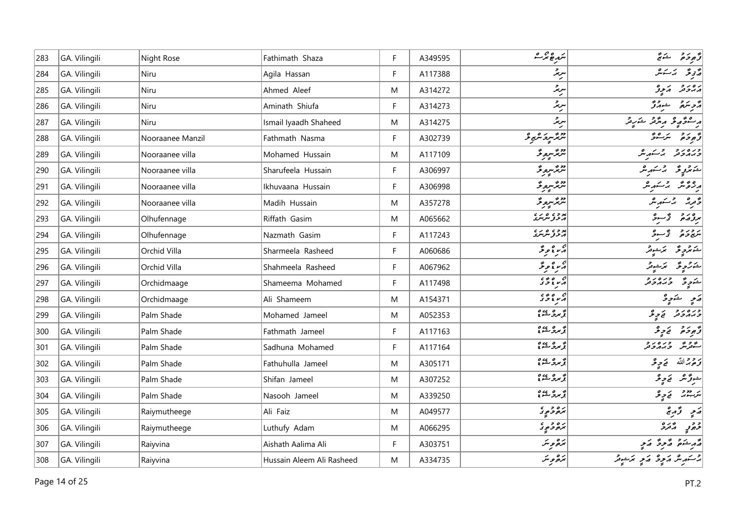| 283 | GA. Vilingili | Night Rose | Fathimath Shaza | F | A349595 | ނައިޓްރޯސް | ފާތިމަތު ޝަޒާ |
|---|---|---|---|---|---|---|---|
| 284 | GA. Vilingili | Niru | Agila Hassan | F | A117388 | ނިރު | އާގިލާ ހަސަން |
| 285 | GA. Vilingili | Niru | Ahmed Aleef | M | A314272 | ނިރު | އަޙްމަދު އަލީފް |
| 286 | GA. Vilingili | Niru | Aminath Shiufa | F | A314273 | ނިރު | އާމިނަތު ޝިއުފާ |
| 287 | GA. Vilingili | Niru | Ismail Iyaadh Shaheed | M | A314275 | ނިރު | އިސްމާއީލް އިޔާދު ޝަހީދު |
| 288 | GA. Vilingili | Nooraanee Manzil | Fathmath Nasma | F | A302739 | ނޫރާނީމަންޒިލް | ފާތިމަތު ނަސްމާ |
| 289 | GA. Vilingili | Nooraanee villa | Mohamed Hussain | M | A117109 | ނޫރާނީވިލާ | މުޙައްމަދު ޙުސައިން |
| 290 | GA. Vilingili | Nooraanee villa | Sharufeela Hussain | F | A306997 | ނޫރާނީވިލާ | ޝަރުފީލާ ޙުސައިން |
| 291 | GA. Vilingili | Nooraanee villa | Ikhuvaana Hussain | F | A306998 | ނޫރާނީވިލާ | އިހުވާނާ ޙުސައިން |
| 292 | GA. Vilingili | Nooraanee villa | Madih Hussain | M | A357278 | ނޫރާނީވިލާ | މާދިޙް ޙުސައިން |
| 293 | GA. Vilingili | Olhufennage | Riffath Gasim | M | A065662 | އޮޅުފެންނަގެ | ރިފްއަތު ޤާސިމް |
| 294 | GA. Vilingili | Olhufennage | Nazmath Gasim | F | A117243 | އޮޅުފެންނަގެ | ނަޒްމަތު ޤާސިމް |
| 295 | GA. Vilingili | Orchid Villa | Sharmeela Rasheed | F | A060686 | އޯކިޑްވިލާ | ޝަރްމީލާ ރަޝީދު |
| 296 | GA. Vilingili | Orchid Villa | Shahmeela Rasheed | F | A067962 | އޯކިޑްވިލާ | ޝަހްމީލާ ރަޝީދު |
| 297 | GA. Vilingili | Orchidmaage | Shameema Mohamed | F | A117498 | އޯކިޑްމާގެ | ޝަމީމާ މުޙައްމަދު |
| 298 | GA. Vilingili | Orchidmaage | Ali Shameem | M | A154371 | އޯކިޑްމާގެ | އަލި ޝަމީމް |
| 299 | GA. Vilingili | Palm Shade | Mohamed Jameel | M | A052353 | ޕާމްޝޭޑް | މުޙައްމަދު ޖަމީލް |
| 300 | GA. Vilingili | Palm Shade | Fathmath Jameel | F | A117163 | ޕާމްޝޭޑް | ފާތިމަތު ޖަމީލް |
| 301 | GA. Vilingili | Palm Shade | Sadhuna Mohamed | F | A117164 | ޕާމްޝޭޑް | ސާދުނާ މުޙައްމަދު |
| 302 | GA. Vilingili | Palm Shade | Fathuhulla Jameel | M | A305171 | ޕާމްޝޭޑް | ފަތުހުالله ޖަމީލް |
| 303 | GA. Vilingili | Palm Shade | Shifan Jameel | M | A307252 | ޕާމްޝޭޑް | ޝިފާން ޖަމީލް |
| 304 | GA. Vilingili | Palm Shade | Nasooh Jameel | M | A339250 | ޕާމްޝޭޑް | ނަޞޫޙް ޖަމީލް |
| 305 | GA. Vilingili | Raiymutheege | Ali Faiz | M | A049577 | ރައްމުތީގެ | އަލި ފާއިޒް |
| 306 | GA. Vilingili | Raiymutheege | Luthufy Adam | M | A066295 | ރައްމުތީގެ | ލުތުފީ އާދަމް |
| 307 | GA. Vilingili | Raiyvina | Aishath Aalima Ali | F | A303751 | ރައްވިނަ | އާއިޝަތު އާލިމާ އަލި |
| 308 | GA. Vilingili | Raiyvina | Hussain Aleem Ali Rasheed | M | A334735 | ރައްވިނަ | ޙުސައިން އަލީމް އަލި ރަޝީދު |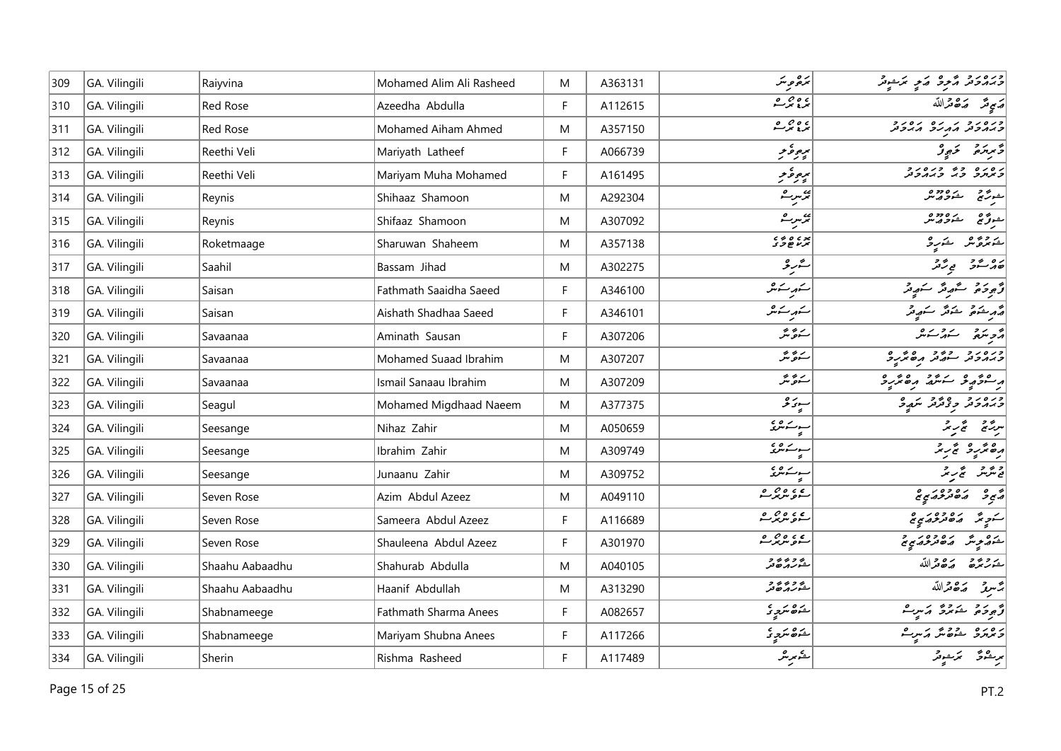| 309 | GA. Vilingili | Raiyvina | Mohamed Alim Ali Rasheed | M | A363131 | ރައްވިނަ | މުހައްމަދު އާލިމް އަލީ ރަޝީދު |
|---|---|---|---|---|---|---|---|
| 310 | GA. Vilingili | Red Rose | Azeedha Abdulla | F | A112615 | ރެޑްރޯސް | އަޒީދާ އަބްދުﷲ |
| 311 | GA. Vilingili | Red Rose | Mohamed Aiham Ahmed | M | A357150 | ރެޑްރޯސް | މުހައްމަދު އައިހަމް އަހްމަދު |
| 312 | GA. Vilingili | Reethi Veli | Mariyath Latheef | F | A066739 | ރީތިވެލި | މާރިޔަތު ލަތީފު |
| 313 | GA. Vilingili | Reethi Veli | Mariyam Muha Mohamed | F | A161495 | ރީތިވެލި | މަރިޔަމް މުހާ މުހައްމަދު |
| 314 | GA. Vilingili | Reynis | Shihaaz Shamoon | M | A292304 | ރޭނިސް | ޝިހާޒް ޝަމޫން |
| 315 | GA. Vilingili | Reynis | Shifaaz Shamoon | M | A307092 | ރޭނިސް | ޝިފާޒް ޝަމޫން |
| 316 | GA. Vilingili | Roketmaage | Sharuwan Shaheem | M | A357138 | ރޮކެޓްމާގެ | ޝަރުވާން ޝަހީމް |
| 317 | GA. Vilingili | Saahil | Bassam Jihad | M | A302275 | ސާހިލް | ބައްސާމް ޖިހާދު |
| 318 | GA. Vilingili | Saisan | Fathmath Saaidha Saeed | F | A346100 | ސައިސަން | ފާތިމަތު ސާއިދާ ސައީދު |
| 319 | GA. Vilingili | Saisan | Aishath Shadhaa Saeed | F | A346101 | ސައިސަން | އާއިޝަތު ޝަދާ ސައީދު |
| 320 | GA. Vilingili | Savaanaa | Aminath Sausan | F | A307206 | ސަވާނާ | އާމިނަތު ސައުސަން |
| 321 | GA. Vilingili | Savaanaa | Mohamed Suaad Ibrahim | M | A307207 | ސަވާނާ | މުހައްމަދު ސުއާދު އިބްރާހީމް |
| 322 | GA. Vilingili | Savaanaa | Ismail Sanaau Ibrahim | M | A307209 | ސަވާނާ | އިސްމާއިލް ސަނާއު އިބްރާހީމް |
| 323 | GA. Vilingili | Seagul | Mohamed Migdhaad Naeem | M | A377375 | ސީގަލް | މުހައްމަދު މިގްދާދު ނަޢީމް |
| 324 | GA. Vilingili | Seesange | Nihaz Zahir | M | A050659 | ސީސަންގެ | ނިހާޒް ޒާހިރު |
| 325 | GA. Vilingili | Seesange | Ibrahim Zahir | M | A309749 | ސީސަންގެ | އިބްރާހީމް ޒާހިރު |
| 326 | GA. Vilingili | Seesange | Junaanu Zahir | M | A309752 | ސީސަންގެ | ޖުނާނު ޒާހިރު |
| 327 | GA. Vilingili | Seven Rose | Azim Abdul Azeez | M | A049110 | ސެވެންރޯސް | އާޒިމް އަބްދުލްއަޒީޒް |
| 328 | GA. Vilingili | Seven Rose | Sameera Abdul Azeez | F | A116689 | ސެވެންރޯސް | ސަމީރާ އަބްދުލްއަޒީޒް |
| 329 | GA. Vilingili | Seven Rose | Shauleena Abdul Azeez | F | A301970 | ސެވެންރޯސް | ޝައުލީނާ އަބްދުލްއަޒީޒް |
| 330 | GA. Vilingili | Shaahu Aabaadhu | Shahurab Abdulla | M | A040105 | ޝާހުއާބާދު | ޝަހުރާބް އަބްދުﷲ |
| 331 | GA. Vilingili | Shaahu Aabaadhu | Haanif Abdullah | M | A313290 | ޝާހުއާބާދު | ހާނިފް އަބްދުﷲ |
| 332 | GA. Vilingili | Shabnameege | Fathmath Sharma Anees | F | A082657 | ޝަބްނަމީގެ | ފާތިމަތު ޝަރުމާ އަނީސް |
| 333 | GA. Vilingili | Shabnameege | Mariyam Shubna Anees | F | A117266 | ޝަބްނަމީގެ | މަރިޔަމް ޝުބްނާ އަނީސް |
| 334 | GA. Vilingili | Sherin | Rishma Rasheed | F | A117489 | ޝެރިން | ރިޝްމާ ރަޝީދު |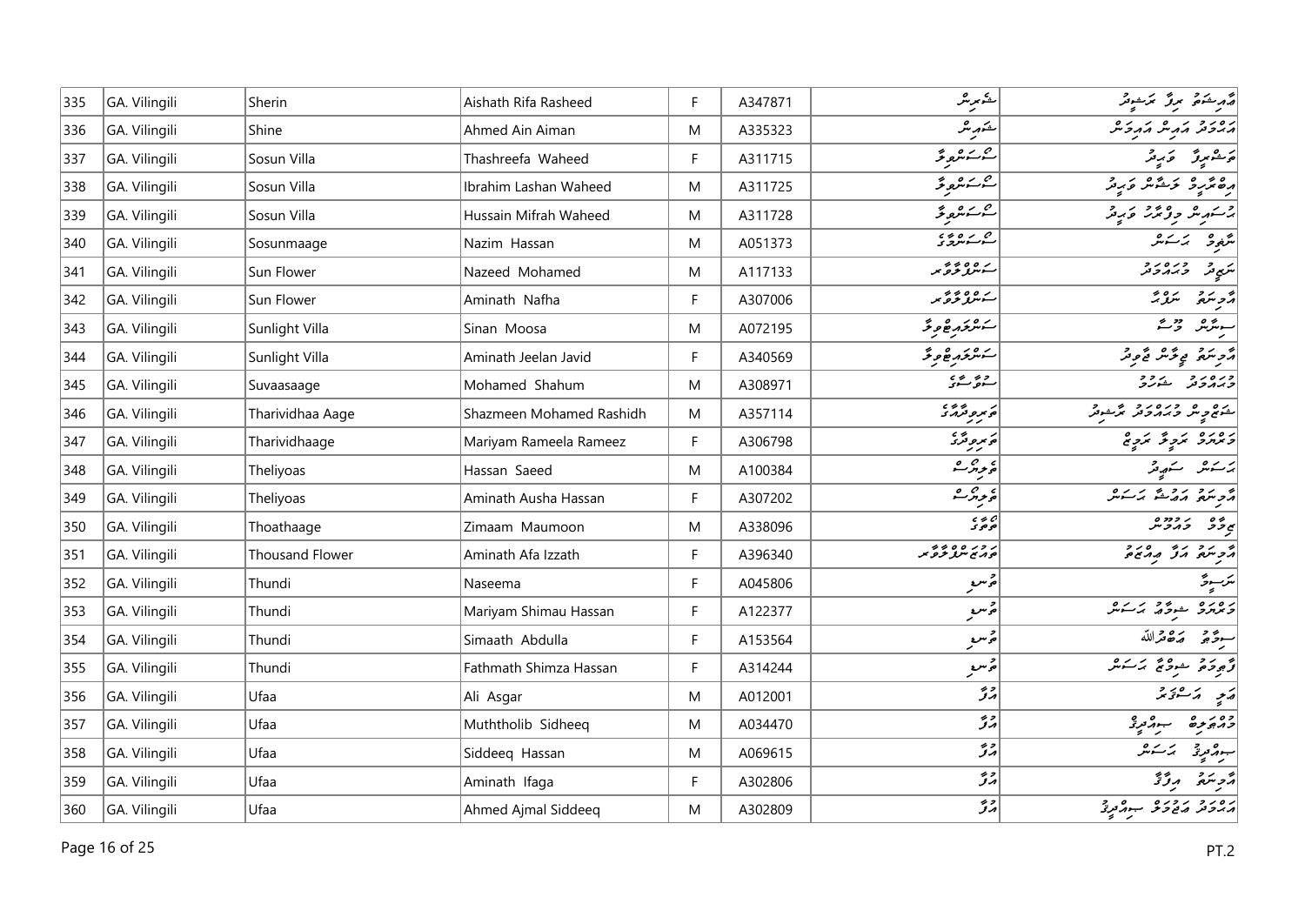| 335 | GA. Vilingili | Sherin | Aishath Rifa Rasheed | F | A347871 | ޝެރިން | އާއިޝަތު ރިފާ ރަޝީދު |
|---|---|---|---|---|---|---|---|
| 336 | GA. Vilingili | Shine | Ahmed Ain Aiman | M | A335323 | ޝައިން | އަހުމަދު އައިން އައިމަން |
| 337 | GA. Vilingili | Sosun Villa | Thashreefa Waheed | F | A311715 | ސޯސަންވިލާ | ތަޝްރީފާ ވަޙީދު |
| 338 | GA. Vilingili | Sosun Villa | Ibrahim Lashan Waheed | M | A311725 | ސޯސަންވިލާ | އިބްރާހިމް ލަޝާން ވަޙީދު |
| 339 | GA. Vilingili | Sosun Villa | Hussain Mifrah Waheed | M | A311728 | ސޯސަންވިލާ | ހުސައިން މިފްރާޙް ވަޙީދު |
| 340 | GA. Vilingili | Sosunmaage | Nazim Hassan | M | A051373 | ސޯސަންމާގެ | ނާޒިމް ހަސަން |
| 341 | GA. Vilingili | Sun Flower | Nazeed Mohamed | M | A117133 | ސަންފްލަވަރ | ނަޒީދު މުޙައްމަދު |
| 342 | GA. Vilingili | Sun Flower | Aminath Nafha | F | A307006 | ސަންފްލަވަރ | އާމިނަތު ނަފްހާ |
| 343 | GA. Vilingili | Sunlight Villa | Sinan Moosa | M | A072195 | ސަންލައިޓްވިލާ | ސިނާން މޫސާ |
| 344 | GA. Vilingili | Sunlight Villa | Aminath Jeelan Javid | F | A340569 | ސަންލައިޓްވިލާ | އާމިނަތު ޖީލާން ޖާވިދު |
| 345 | GA. Vilingili | Suvaasaage | Mohamed Shahum | M | A308971 | ސުވާސާގެ | މުޙައްމަދު ޝަހުމް |
| 346 | GA. Vilingili | Tharividhaa Aage | Shazmeen Mohamed Rashidh | M | A357114 | ތަރިވިދާއާގެ | ޝަޒްމީން މުޙައްމަދު ރާޝިދު |
| 347 | GA. Vilingili | Tharividhaage | Mariyam Rameela Rameez | F | A306798 | ތަރިވިދާގެ | މަރިޔަމް ރަމީލާ ރަމީޒް |
| 348 | GA. Vilingili | Theliyoas | Hassan Saeed | M | A100384 | ތެލިޔޯސް | ހަސަން ސައީދު |
| 349 | GA. Vilingili | Theliyoas | Aminath Ausha Hassan | F | A307202 | ތެލިޔޯސް | އާމިނަތު އައުޝާ ހަސަން |
| 350 | GA. Vilingili | Thoathaage | Zimaam Maumoon | M | A338096 | ތޯތާގެ | ޒިމާމް މައުމޫން |
| 351 | GA. Vilingili | Thousand Flower | Aminath Afa Izzath | F | A396340 | ތައުޒަންފްލަވަރ | އާމިނަތު އަފާ އިއްޒަތު |
| 352 | GA. Vilingili | Thundi | Naseema | F | A045806 | ތުންޑި | ނަސީމާ |
| 353 | GA. Vilingili | Thundi | Mariyam Shimau Hassan | F | A122377 | ތުންޑި | މަރިޔަމް ޝިމާއު ހަސަން |
| 354 | GA. Vilingili | Thundi | Simaath Abdulla | F | A153564 | ތުންޑި | ސިމާތު އަބްދުﷲ |
| 355 | GA. Vilingili | Thundi | Fathmath Shimza Hassan | F | A314244 | ތުންޑި | ފާތިމަތު ޝިމްޒާ ހަސަން |
| 356 | GA. Vilingili | Ufaa | Ali Asgar | M | A012001 | އުފާ | އަލި އަސްގަރު |
| 357 | GA. Vilingili | Ufaa | Muththolib Sidheeq | M | A034470 | އުފާ | މުއްޠަލިބް ސިއްދީޤު |
| 358 | GA. Vilingili | Ufaa | Siddeeq Hassan | M | A069615 | އުފާ | ސިއްދީޤު ހަސަން |
| 359 | GA. Vilingili | Ufaa | Aminath Ifaga | F | A302806 | އުފާ | އާމިނަތު އިފާގާ |
| 360 | GA. Vilingili | Ufaa | Ahmed Ajmal Siddeeq | M | A302809 | އުފާ | އަޙްމަދު އަޖްމަލް ސިއްދީޤު |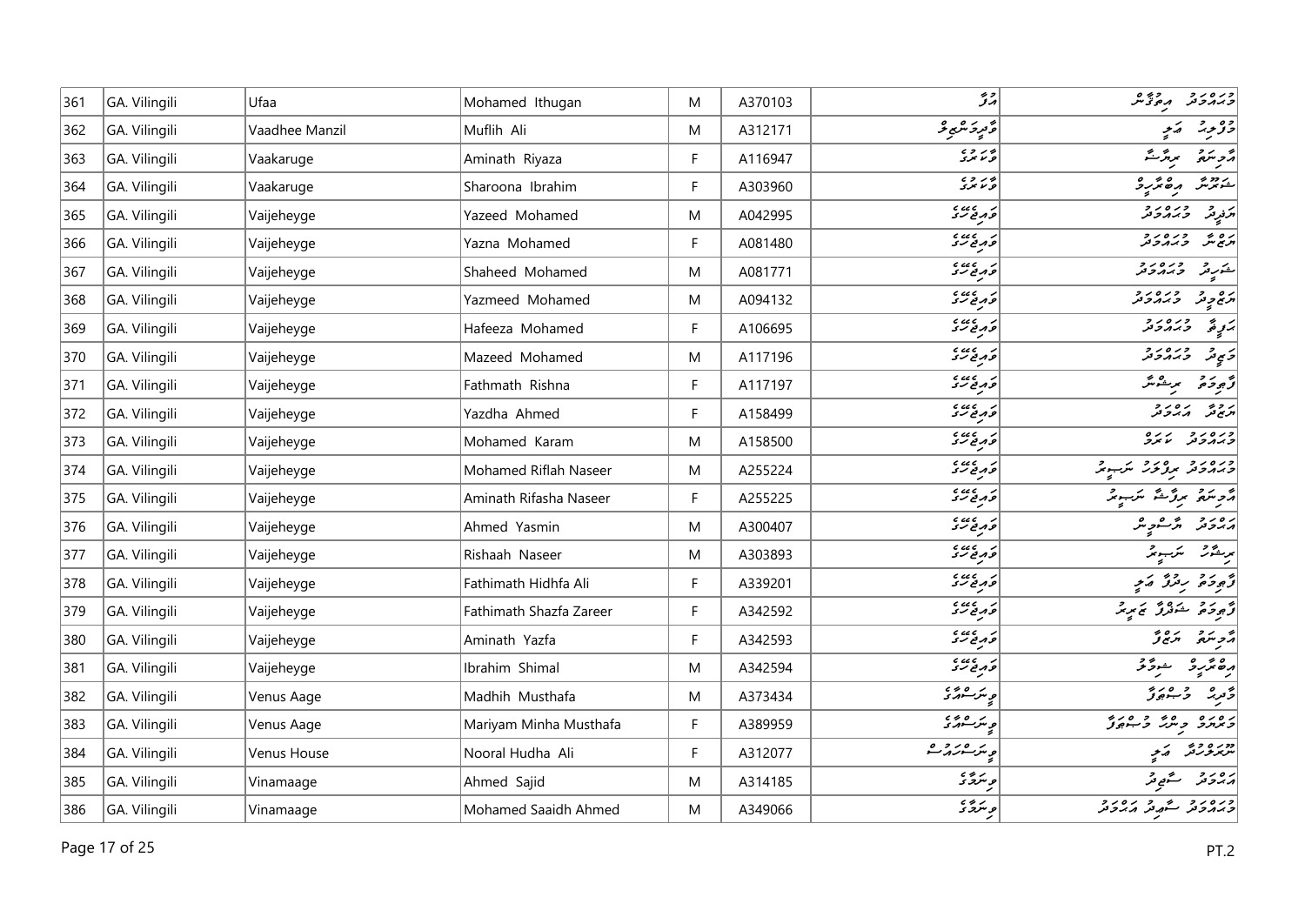| 361 | GA. Vilingili | Ufaa | Mohamed Ithugan | M | A370103 | ުފާ | މުހައްމަދު އިތުގާން |
|---|---|---|---|---|---|---|---|
| 362 | GA. Vilingili | Vaadhee Manzil | Muflih Ali | M | A312171 | ވާދީމަންޒިލް | މުފްލިހް އަލި |
| 363 | GA. Vilingili | Vaakaruge | Aminath Riyaza | F | A116947 | ވާކަރުގެ | އާމިނަތު ރިޔާޒާ |
| 364 | GA. Vilingili | Vaakaruge | Sharoona Ibrahim | F | A303960 | ވާކަރުގެ | ޝަރޫނާ އިބްރާހީމް |
| 365 | GA. Vilingili | Vaijeheyge | Yazeed Mohamed | M | A042995 | ވައިޖެހޭގެ | ޔަޒީދު މުހައްމަދު |
| 366 | GA. Vilingili | Vaijeheyge | Yazna Mohamed | F | A081480 | ވައިޖެހޭގެ | ޔަޒްނާ މުހައްމަދު |
| 367 | GA. Vilingili | Vaijeheyge | Shaheed Mohamed | M | A081771 | ވައިޖެހޭގެ | ޝަހީދު މުހައްމަދު |
| 368 | GA. Vilingili | Vaijeheyge | Yazmeed Mohamed | M | A094132 | ވައިޖެހޭގެ | ޔަޒްމީދު މުހައްމަދު |
| 369 | GA. Vilingili | Vaijeheyge | Hafeeza Mohamed | F | A106695 | ވައިޖެހޭގެ | ހަފީޒާ މުހައްމަދު |
| 370 | GA. Vilingili | Vaijeheyge | Mazeed Mohamed | M | A117196 | ވައިޖެހޭގެ | މަޒީދު މުހައްމަދު |
| 371 | GA. Vilingili | Vaijeheyge | Fathmath Rishna | F | A117197 | ވައިޖެހޭގެ | ފާތިމަތު ރިޝްނާ |
| 372 | GA. Vilingili | Vaijeheyge | Yazdha Ahmed | F | A158499 | ވައިޖެހޭގެ | ޔަޒްދާ އަހްމަދު |
| 373 | GA. Vilingili | Vaijeheyge | Mohamed Karam | M | A158500 | ވައިޖެހޭގެ | މުހައްމަދުކަރަމް |
| 374 | GA. Vilingili | Vaijeheyge | Mohamed Riflah Naseer | M | A255224 | ވައިޖެހޭގެ | މުހައްމަދު ރިފްލަހް ނަސީރު |
| 375 | GA. Vilingili | Vaijeheyge | Aminath Rifasha Naseer | F | A255225 | ވައިޖެހޭގެ | އާމިނަތު ރިފާޝާ ނަސީރު |
| 376 | GA. Vilingili | Vaijeheyge | Ahmed Yasmin | M | A300407 | ވައިޖެހޭގެ | އަހްމަދު ޔާސްމީން |
| 377 | GA. Vilingili | Vaijeheyge | Rishaah Naseer | M | A303893 | ވައިޖެހޭގެ | ރިޝާހު ނަސީރު |
| 378 | GA. Vilingili | Vaijeheyge | Fathimath Hidhfa Ali | F | A339201 | ވައިޖެހޭގެ | ފާތިމަތު ހިދުފާ އަލި |
| 379 | GA. Vilingili | Vaijeheyge | Fathimath Shazfa Zareer | F | A342592 | ވައިޖެހޭގެ | ފާތިމަތު ޝަޒްފާ ޒަރީރު |
| 380 | GA. Vilingili | Vaijeheyge | Aminath Yazfa | F | A342593 | ވައިޖެހޭގެ | އާމިނަތު ޔަޒްފާ |
| 381 | GA. Vilingili | Vaijeheyge | Ibrahim Shimal | M | A342594 | ވައިޖެހޭގެ | އިބްރާހީމް ޝިމާލް |
| 382 | GA. Vilingili | Venus Aage | Madhih Musthafa | M | A373434 | ވީނަސްއާގެ | މާދިހް މުސްތަފާ |
| 383 | GA. Vilingili | Venus Aage | Mariyam Minha Musthafa | F | A389959 | ވީނަސްއާގެ | މަރިޔަމް މިންހާ މުސްތަފާ |
| 384 | GA. Vilingili | Venus House | Nooral Hudha Ali | F | A312077 | ވީނަސްހައުސް | ނޫރުލްހުދާ އަލި |
| 385 | GA. Vilingili | Vinamaage | Ahmed Sajid | M | A314185 | ވިނަމާގެ | އަހްމަދު ސާޖިދު |
| 386 | GA. Vilingili | Vinamaage | Mohamed Saaidh Ahmed | M | A349066 | ވިނަމާގެ | މުހައްމަދު ސާއިދު އަހްމަދު |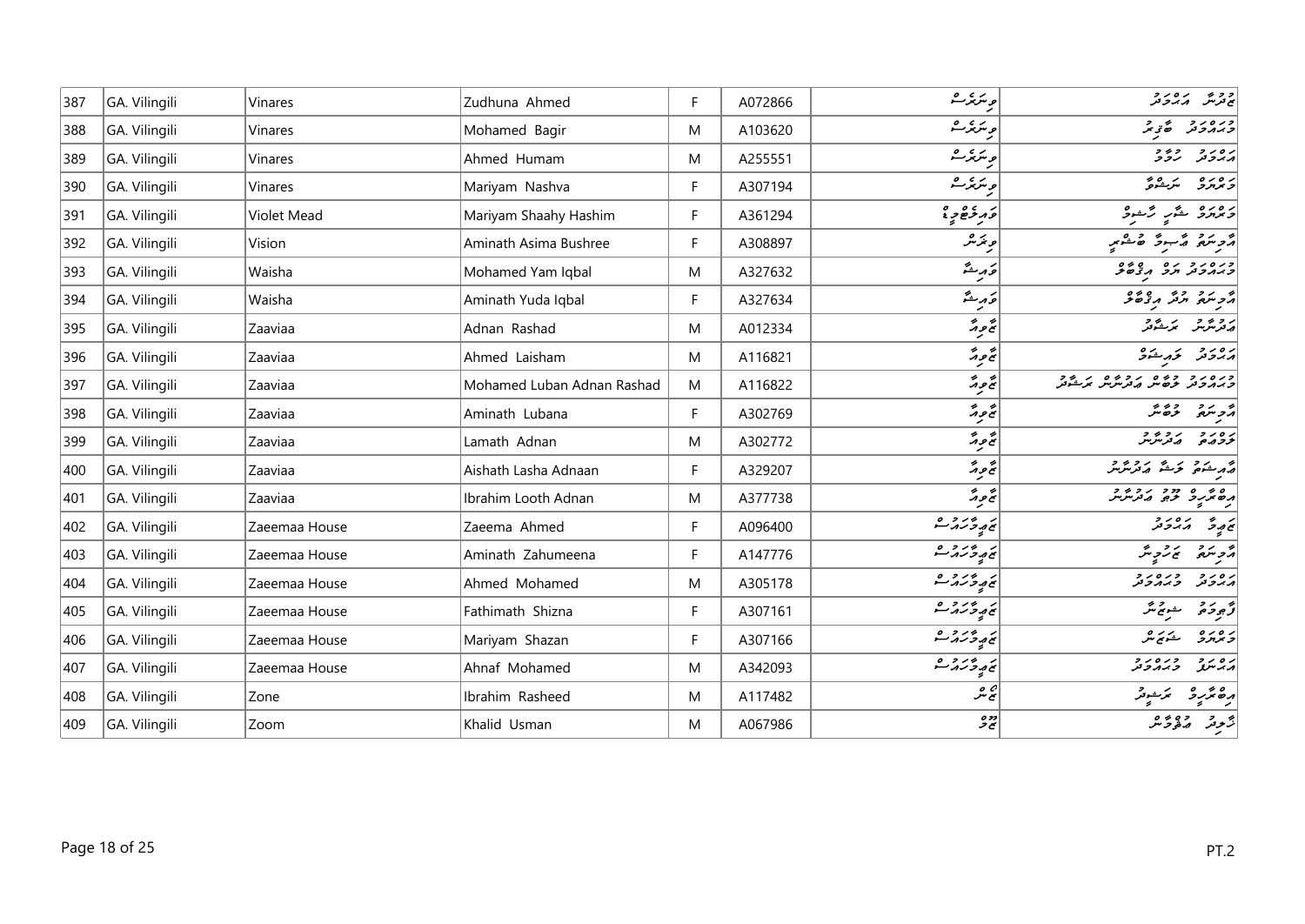| 387 | GA. Vilingili | Vinares | Zudhuna Ahmed | F | A072866 | ވިނަރެސް | ޒުދުނާ އަޙްމަދު |
|---|---|---|---|---|---|---|---|
| 388 | GA. Vilingili | Vinares | Mohamed Bagir | M | A103620 | ވިނަރެސް | މުޙައްމަދު ބާޤިރު |
| 389 | GA. Vilingili | Vinares | Ahmed Humam | M | A255551 | ވިނަރެސް | އަޙްމަދު ހުމާމް |
| 390 | GA. Vilingili | Vinares | Mariyam Nashva | F | A307194 | ވިނަރެސް | މަރިޔަމް ނަޝްވާ |
| 391 | GA. Vilingili | Violet Mead | Mariyam Shaahy Hashim | F | A361294 | ވައިލެޓްމީޑް | މަރިޔަމް ޝާހީ ހާޝިމް |
| 392 | GA. Vilingili | Vision | Aminath Asima Bushree | F | A308897 | ވިޜަން | އާމިނަތު އާސިމާ ބުޝްރީ |
| 393 | GA. Vilingili | Waisha | Mohamed Yam Iqbal | M | A327632 | ވައިޝާ | މުޙައްމަދު ޔަމް އިޤްބާލް |
| 394 | GA. Vilingili | Waisha | Aminath Yuda Iqbal | F | A327634 | ވައިޝާ | އާމިނަތު ޔުދާ އިޤްބާލް |
| 395 | GA. Vilingili | Zaaviaa | Adnan Rashad | M | A012334 | ޒާވިއާ | އަދުނާން ރަޝާދު |
| 396 | GA. Vilingili | Zaaviaa | Ahmed Laisham | M | A116821 | ޒާވިއާ | އަޙްމަދު ލައިޝާމް |
| 397 | GA. Vilingili | Zaaviaa | Mohamed Luban Adnan Rashad | M | A116822 | ޒާވިއާ | މުޙައްމަދު ލުބާން އަދުނާން ރަޝާދު |
| 398 | GA. Vilingili | Zaaviaa | Aminath Lubana | F | A302769 | ޒާވިއާ | އާމިނަތު ލުބާނާ |
| 399 | GA. Vilingili | Zaaviaa | Lamath Adnan | M | A302772 | ޒާވިއާ | ލަމްޢަތު އަދުނާން |
| 400 | GA. Vilingili | Zaaviaa | Aishath Lasha Adnaan | F | A329207 | ޒާވިއާ | އާއިޝަތު ލަޝާ އަދުނާން |
| 401 | GA. Vilingili | Zaaviaa | Ibrahim Looth Adnan | M | A377738 | ޒާވިއާ | އިބްރާހިމް ލޫތު އަދުނާން |
| 402 | GA. Vilingili | Zaeemaa House | Zaeema Ahmed | F | A096400 | ޒައީމާހައުސް | ޒައީމާ އަޙްމަދު |
| 403 | GA. Vilingili | Zaeemaa House | Aminath Zahumeena | F | A147776 | ޒައީމާހައުސް | އާމިނަތު ޒަހުމީނާ |
| 404 | GA. Vilingili | Zaeemaa House | Ahmed Mohamed | M | A305178 | ޒައީމާހައުސް | އަޙްމަދު މުޙައްމަދު |
| 405 | GA. Vilingili | Zaeemaa House | Fathimath Shizna | F | A307161 | ޒައީމާހައުސް | ފާތިމަތު ޝިޒްނާ |
| 406 | GA. Vilingili | Zaeemaa House | Mariyam Shazan | F | A307166 | ޒައީމާހައުސް | މަރިޔަމް ޝަޒަން |
| 407 | GA. Vilingili | Zaeemaa House | Ahnaf Mohamed | M | A342093 | ޒައީމާހައުސް | އަޙްނަފް މުޙައްމަދު |
| 408 | GA. Vilingili | Zone | Ibrahim Rasheed | M | A117482 | ޒޯން | އިބްރާހީމް ރަޝީދު |
| 409 | GA. Vilingili | Zoom | Khalid Usman | M | A067986 | ޒޫމް | ޚާލިދު އުޘްމާން |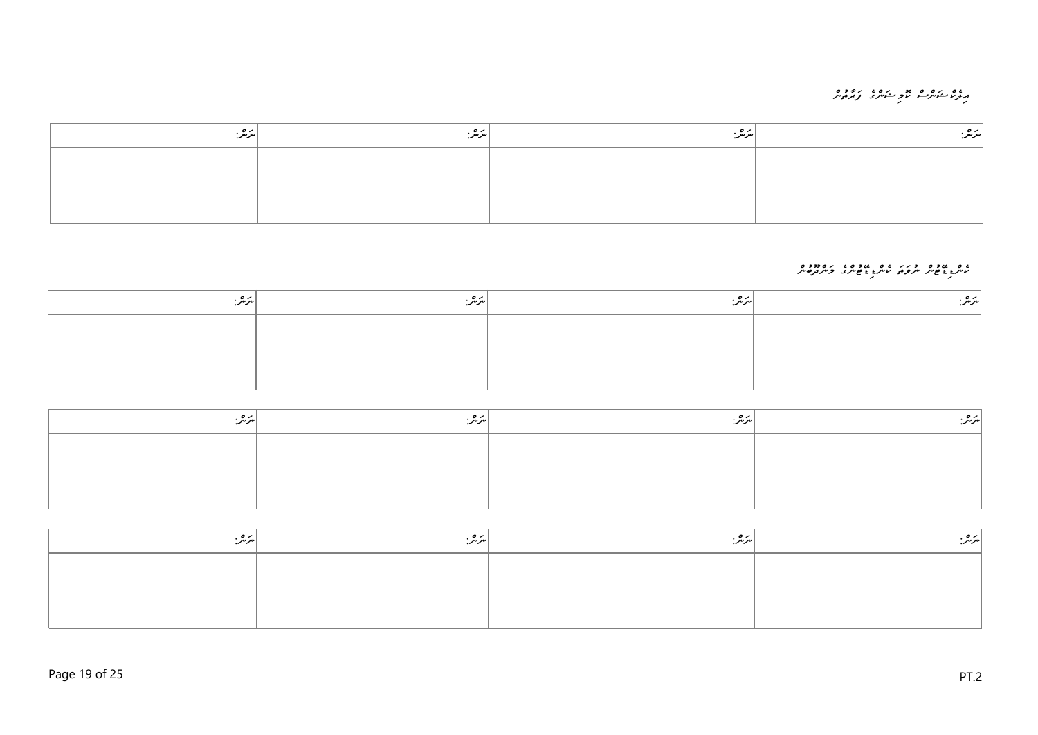## ދިވެހި ބަސް ގޮތުގައި ރިސާލާއި އަދި ކަލަމް

| ނަރަދ: | ނަރަދ: | ނަރަދ: | ނަރަދ: |
|---|---|---|---|
| | | | |

## ގްރީސް ނަޝަނަލް ނަޒަމް ޖަމިއްޔާ ބޯޑް ގަވާއިދު

| ނަރަދ: | ނަރަދ: | ނަރަދ: | ނަރަދ: |
|---|---|---|---|
| | | | |

| ނަރަދ: | ނަރަދ: | ނަރަދ: | ނަރަދ: |
|---|---|---|---|
| | | | |

| ނަރަދ: | ނަރަދ: | ނަރަދ: | ނަރަދ: |
|---|---|---|---|
| | | | |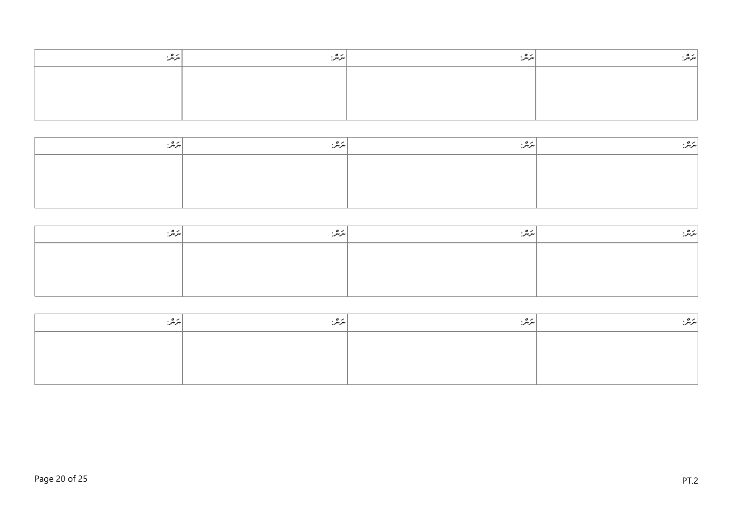| ނަންބަރު: | ނަންބަރު: | ނަންބަރު: | ނަންބަރު: |
|---|---|---|---|
| | | | |

| ނަންބަރު: | ނަންބަރު: | ނަންބަރު: | ނަންބަރު: |
|---|---|---|---|
| | | | |

| ނަންބަރު: | ނަންބަރު: | ނަންބަރު: | ނަންބަރު: |
|---|---|---|---|
| | | | |

| ނަންބަރު: | ނަންބަރު: | ނަންބަރު: | ނަންބަރު: |
|---|---|---|---|
| | | | |

PT.2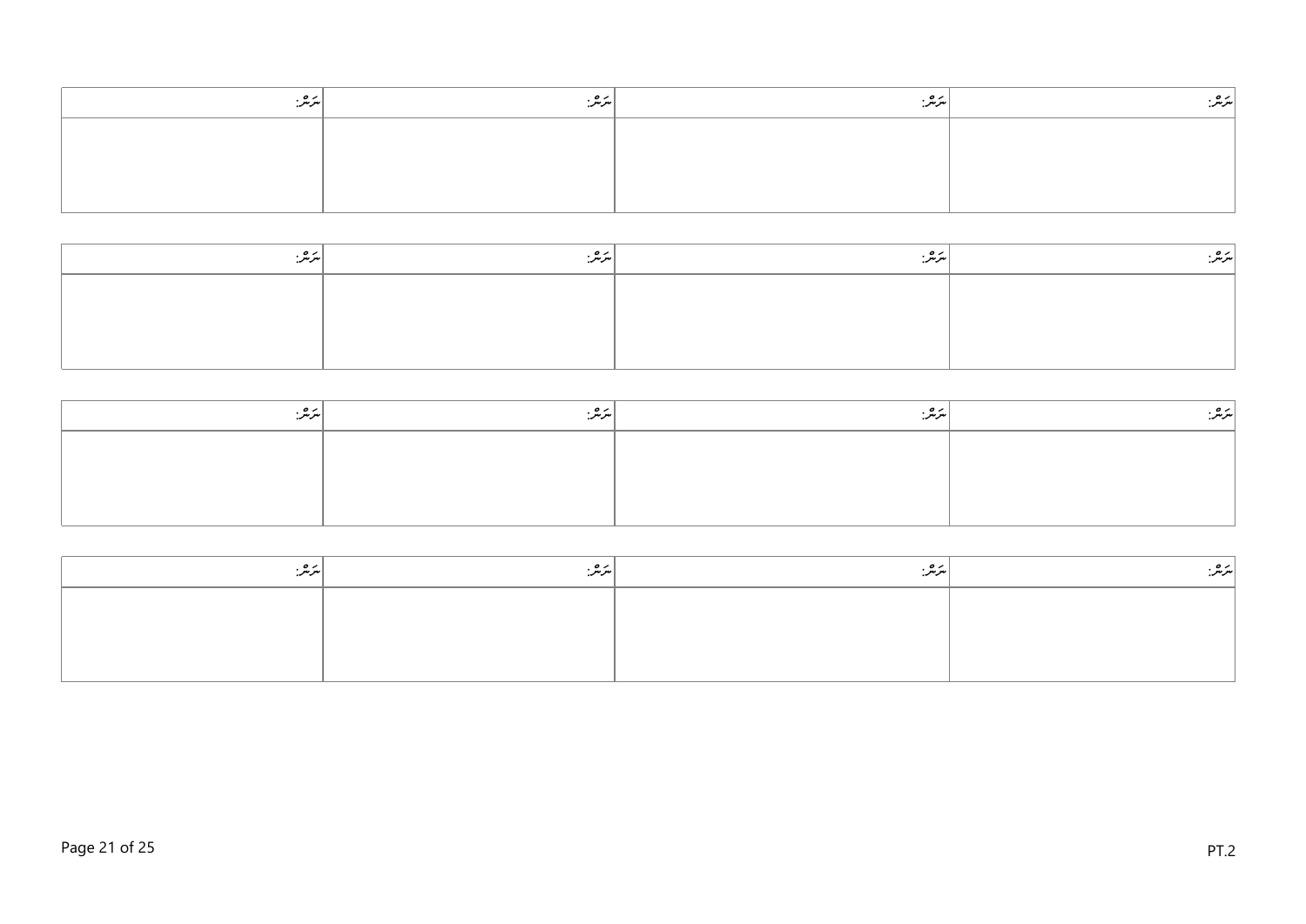| ޝަރުޠު: | ޝަރުޠު: | ޝަރުޠު: | ޝަރުޠު: |
| --- | --- | --- | --- |
| | | | |

| ޝަރުޠު: | ޝަރުޠު: | ޝަރުޠު: | ޝަރުޠު: |
| --- | --- | --- | --- |
| | | | |

| ޝަރުޠު: | ޝަރުޠު: | ޝަރުޠު: | ޝަރުޠު: |
| --- | --- | --- | --- |
| | | | |

| ޝަރުޠު: | ޝަރުޠު: | ޝަރުޠު: | ޝަރުޠު: |
| --- | --- | --- | --- |
| | | | |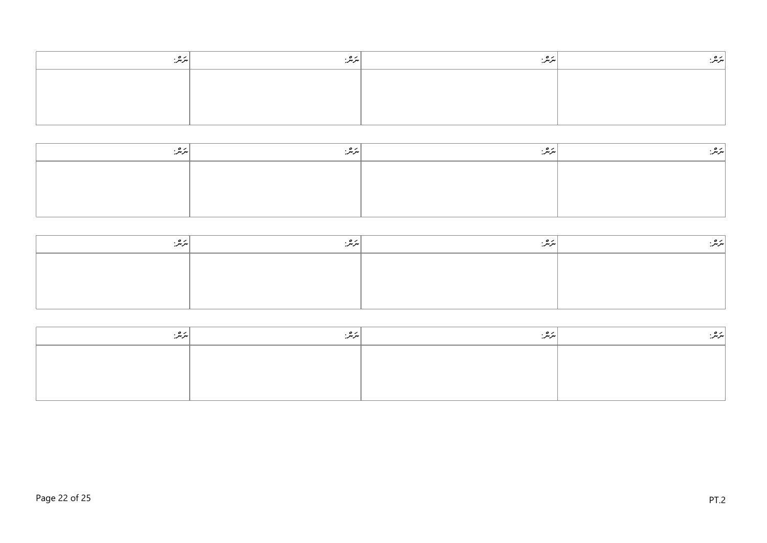| ނަރުދ: | ނަރުދ: | ނަރުދ: | ނަރުދ: |
|---|---|---|---|
| | | | |

| ނަރުދ: | ނަރުދ: | ނަރުދ: | ނަރުދ: |
|---|---|---|---|
| | | | |

| ނަރުދ: | ނަރުދ: | ނަރުދ: | ނަރުދ: |
|---|---|---|---|
| | | | |

| ނަރުދ: | ނަރުދ: | ނަރުދ: | ނަރުދ: |
|---|---|---|---|
| | | | |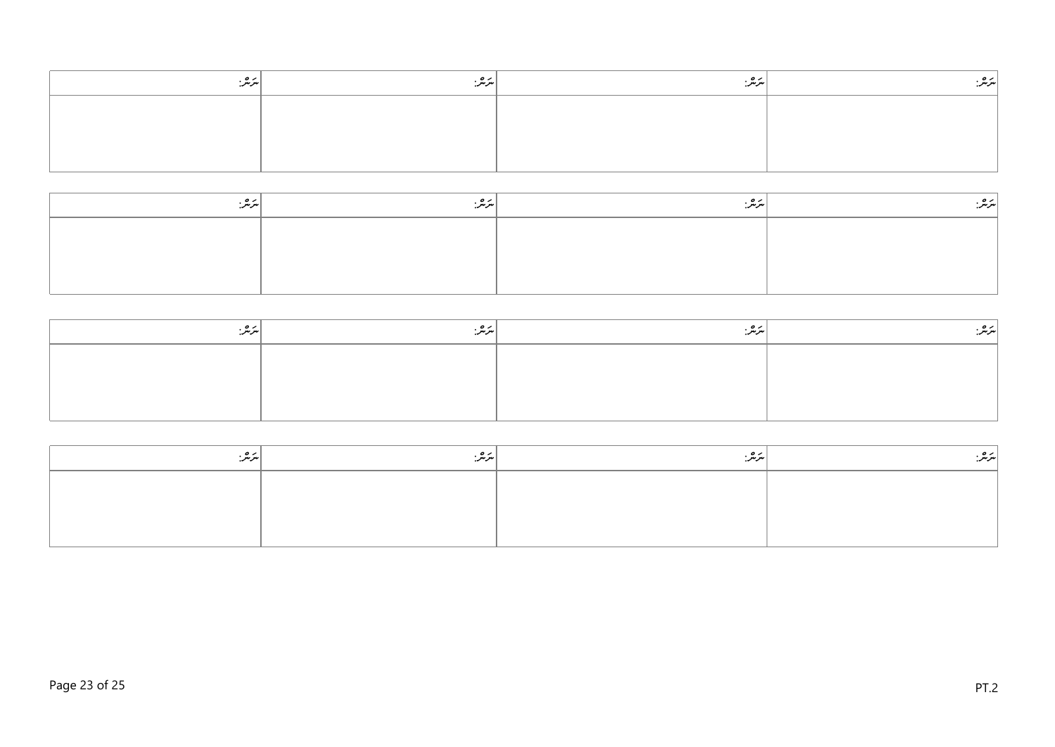| ނަންބަރު: | ނަންބަރު: | ނަންބަރު: | ނަންބަރު: |
|---|---|---|---|
| | | | |

| ނަންބަރު: | ނަންބަރު: | ނަންބަރު: | ނަންބަރު: |
|---|---|---|---|
| | | | |

| ނަންބަރު: | ނަންބަރު: | ނަންބަރު: | ނަންބަރު: |
|---|---|---|---|
| | | | |

| ނަންބަރު: | ނަންބަރު: | ނަންބަރު: | ނަންބަރު: |
|---|---|---|---|
| | | | |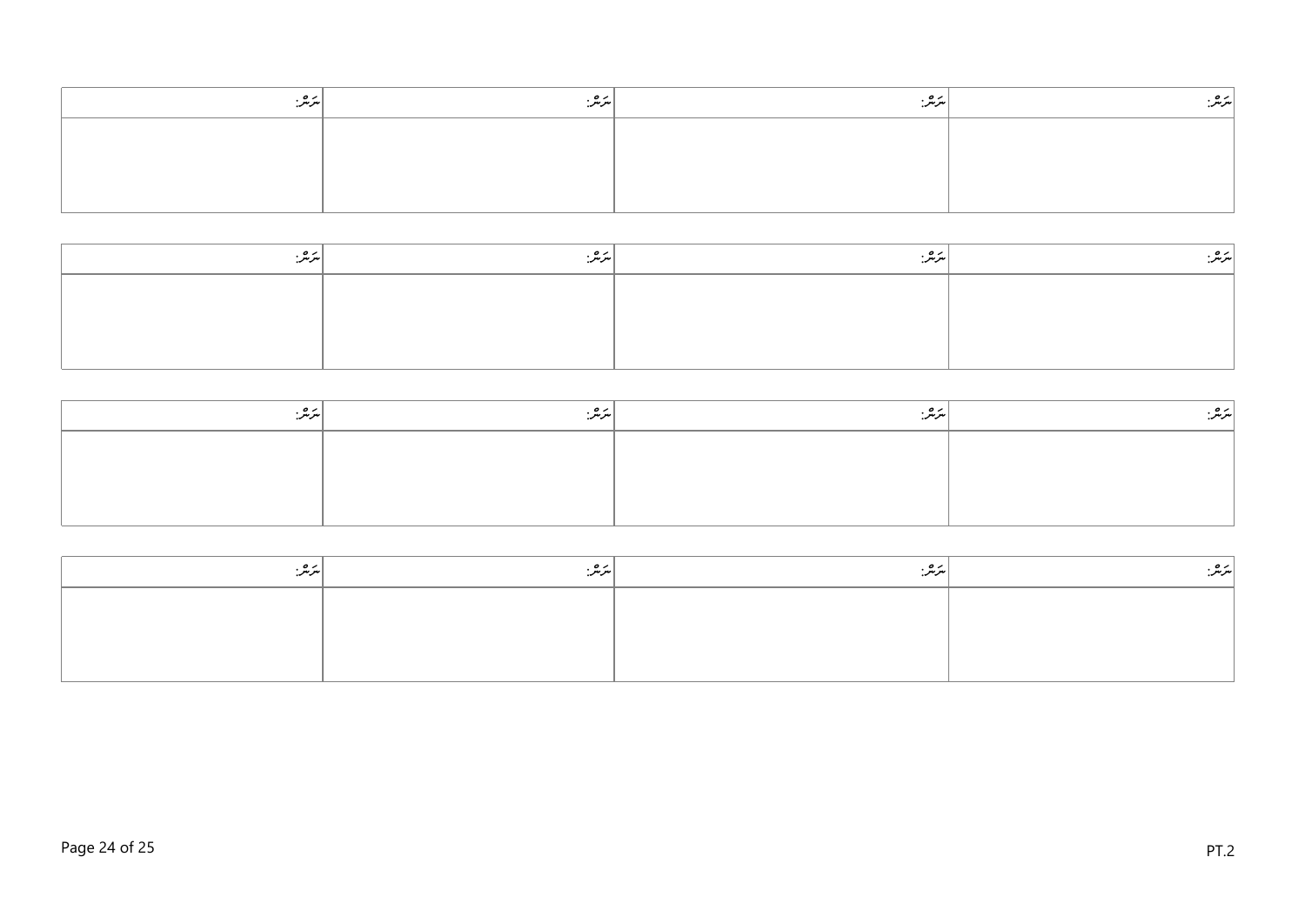| ނަންބަރު: | ނަންބަރު: | ނަންބަރު: | ނަންބަރު: |
|---|---|---|---|
| | | | |

| ނަންބަރު: | ނަންބަރު: | ނަންބަރު: | ނަންބަރު: |
|---|---|---|---|
| | | | |

| ނަންބަރު: | ނަންބަރު: | ނަންބަރު: | ނަންބަރު: |
|---|---|---|---|
| | | | |

| ނަންބަރު: | ނަންބަރު: | ނަންބަރު: | ނަންބަރު: |
|---|---|---|---|
| | | | |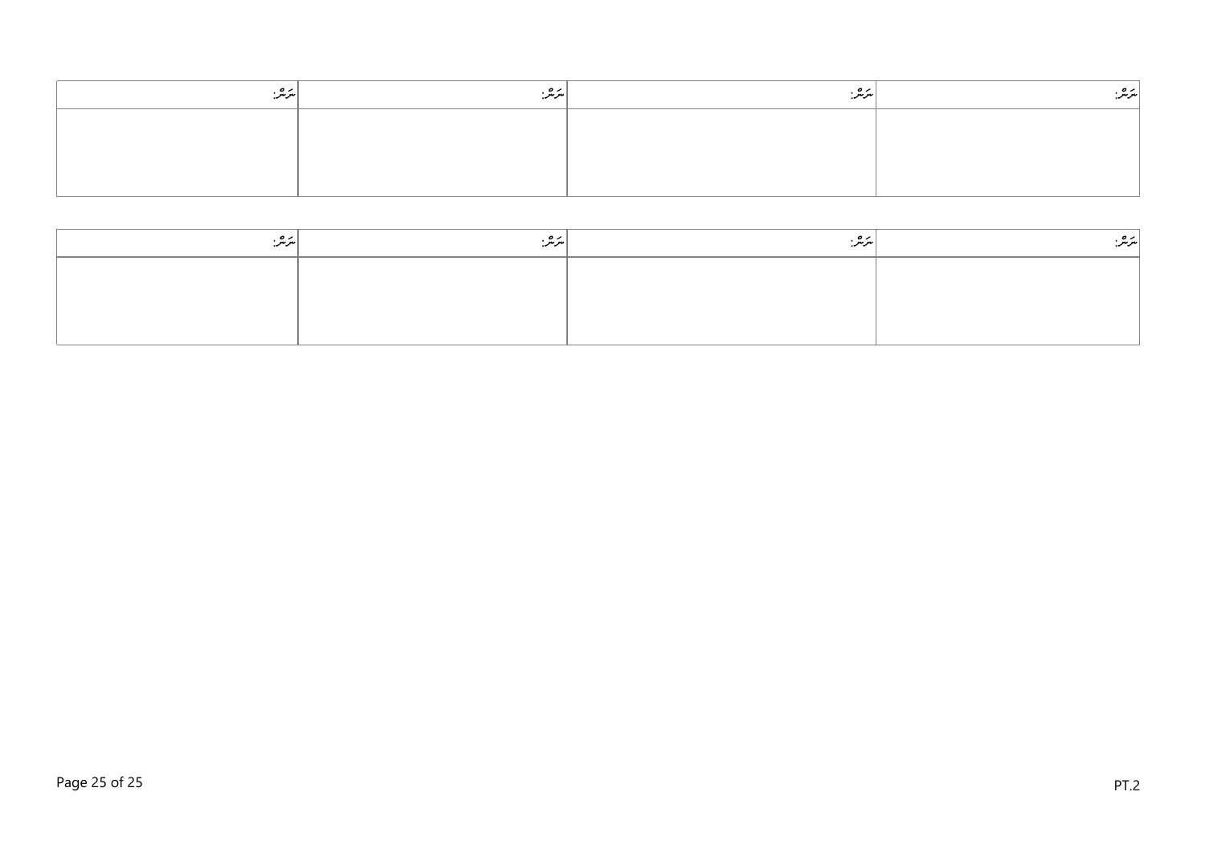| ނަންބަރު: | ނަންބަރު: | ނަންބަރު: | ނަންބަރު: |
|---|---|---|---|
| | | | |

| ނަންބަރު: | ނަންބަރު: | ނަންބަރު: | ނަންބަރު: |
|---|---|---|---|
| | | | |